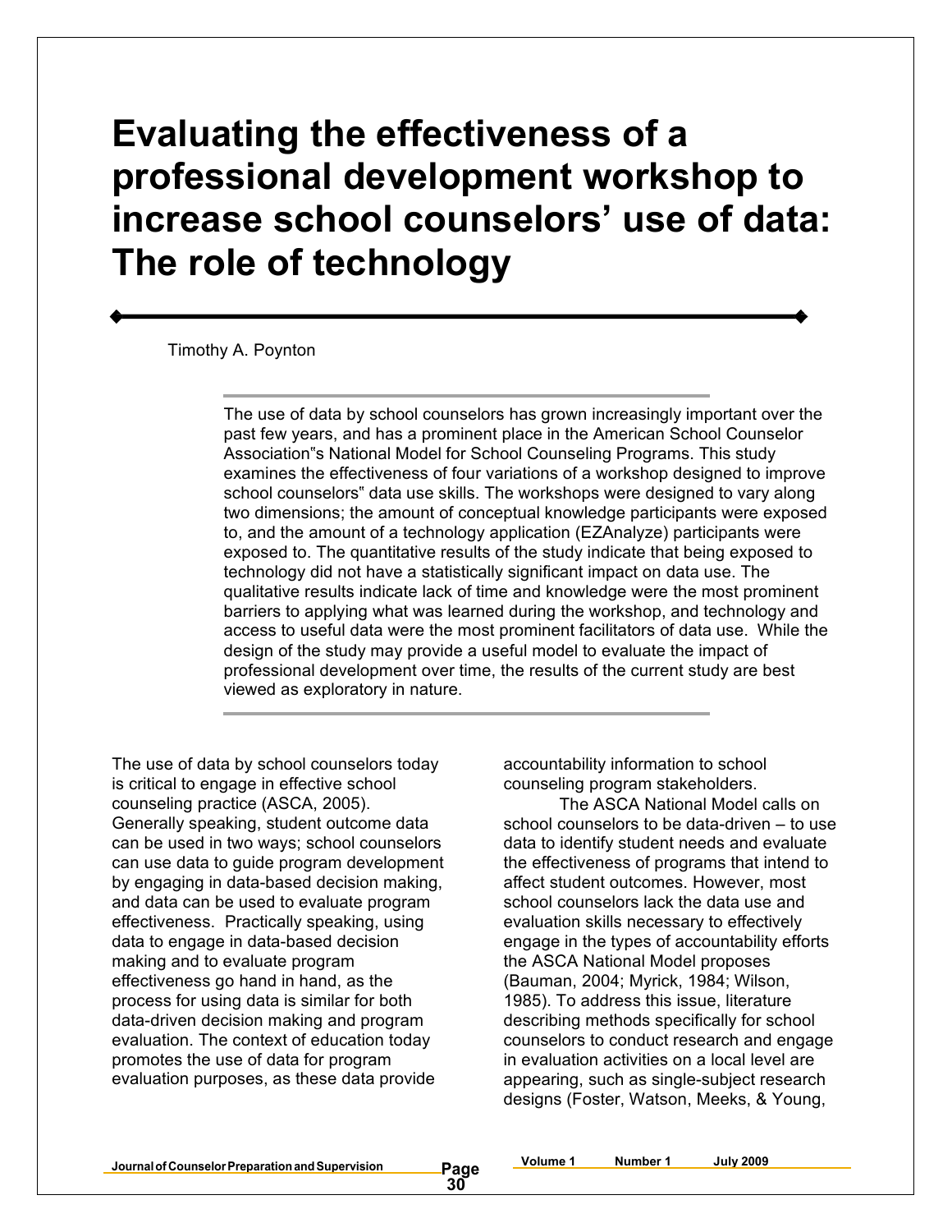# Evaluating the effectiveness of a professional development workshop to increase school counselors' use of data: The role of technology

Timothy A. Poynton

The use of data by school counselors has grown increasingly important over the past few years, and has a prominent place in the American School Counselor Association"s National Model for School Counseling Programs. This study examines the effectiveness of four variations of a workshop designed to improve school counselors" data use skills. The workshops were designed to vary along two dimensions; the amount of conceptual knowledge participants were exposed to, and the amount of a technology application (EZAnalyze) participants were exposed to. The quantitative results of the study indicate that being exposed to technology did not have a statistically significant impact on data use. The qualitative results indicate lack of time and knowledge were the most prominent barriers to applying what was learned during the workshop, and technology and access to useful data were the most prominent facilitators of data use. While the design of the study may provide a useful model to evaluate the impact of professional development over time, the results of the current study are best viewed as exploratory in nature.

The use of data by school counselors today is critical to engage in effective school counseling practice (ASCA, 2005). Generally speaking, student outcome data can be used in two ways; school counselors can use data to guide program development by engaging in data-based decision making, and data can be used to evaluate program effectiveness. Practically speaking, using data to engage in data-based decision making and to evaluate program effectiveness go hand in hand, as the process for using data is similar for both data-driven decision making and program evaluation. The context of education today promotes the use of data for program evaluation purposes, as these data provide accountability information to school counseling program stakeholders.

The ASCA National Model calls on school counselors to be data-driven – to use data to identify student needs and evaluate the effectiveness of programs that intend to affect student outcomes. However, most school counselors lack the data use and evaluation skills necessary to effectively engage in the types of accountability efforts the ASCA National Model proposes (Bauman, 2004; Myrick, 1984; Wilson, 1985). To address this issue, literature describing methods specifically for school counselors to conduct research and engage in evaluation activities on a local level are appearing, such as single-subject research designs (Foster, Watson, Meeks, & Young,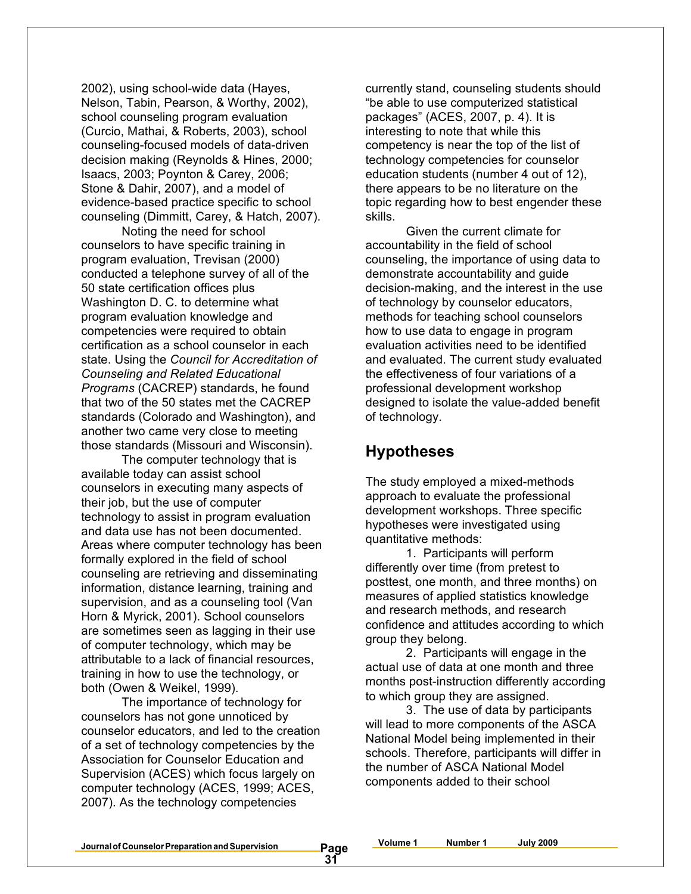2002), using school-wide data (Hayes, Nelson, Tabin, Pearson, & Worthy, 2002), school counseling program evaluation (Curcio, Mathai, & Roberts, 2003), school counseling-focused models of data-driven decision making (Reynolds & Hines, 2000; Isaacs, 2003; Poynton & Carey, 2006; Stone & Dahir, 2007), and a model of evidence-based practice specific to school counseling (Dimmitt, Carey, & Hatch, 2007).

Noting the need for school counselors to have specific training in program evaluation, Trevisan (2000) conducted a telephone survey of all of the 50 state certification offices plus Washington D. C. to determine what program evaluation knowledge and competencies were required to obtain certification as a school counselor in each state. Using the *Council for Accreditation of Counseling and Related Educational Programs* (CACREP) standards, he found that two of the 50 states met the CACREP standards (Colorado and Washington), and another two came very close to meeting those standards (Missouri and Wisconsin).

The computer technology that is available today can assist school counselors in executing many aspects of their job, but the use of computer technology to assist in program evaluation and data use has not been documented. Areas where computer technology has been formally explored in the field of school counseling are retrieving and disseminating information, distance learning, training and supervision, and as a counseling tool (Van Horn & Myrick, 2001). School counselors are sometimes seen as lagging in their use of computer technology, which may be attributable to a lack of financial resources, training in how to use the technology, or both (Owen & Weikel, 1999).

The importance of technology for counselors has not gone unnoticed by counselor educators, and led to the creation of a set of technology competencies by the Association for Counselor Education and Supervision (ACES) which focus largely on computer technology (ACES, 1999; ACES, 2007). As the technology competencies currently stand, counseling students should "be able to use computerized statistical packages" (ACES, 2007, p. 4). It is interesting to note that while this competency is near the top of the list of technology competencies for counselor education students (number 4 out of 12), there appears to be no literature on the topic regarding how to best engender these skills.

Given the current climate for accountability in the field of school counseling, the importance of using data to demonstrate accountability and guide decision-making, and the interest in the use of technology by counselor educators, methods for teaching school counselors how to use data to engage in program evaluation activities need to be identified and evaluated. The current study evaluated the effectiveness of four variations of a professional development workshop designed to isolate the value-added benefit of technology.

## Hypotheses

The study employed a mixed-methods approach to evaluate the professional development workshops. Three specific hypotheses were investigated using quantitative methods:

1. Participants will perform differently over time (from pretest to posttest, one month, and three months) on measures of applied statistics knowledge and research methods, and research confidence and attitudes according to which group they belong.
2. Participants will engage in the actual use of data at one month and three months post-instruction differently according to which group they are assigned.
3. The use of data by participants will lead to more components of the ASCA National Model being implemented in their schools. Therefore, participants will differ in the number of ASCA National Model components added to their school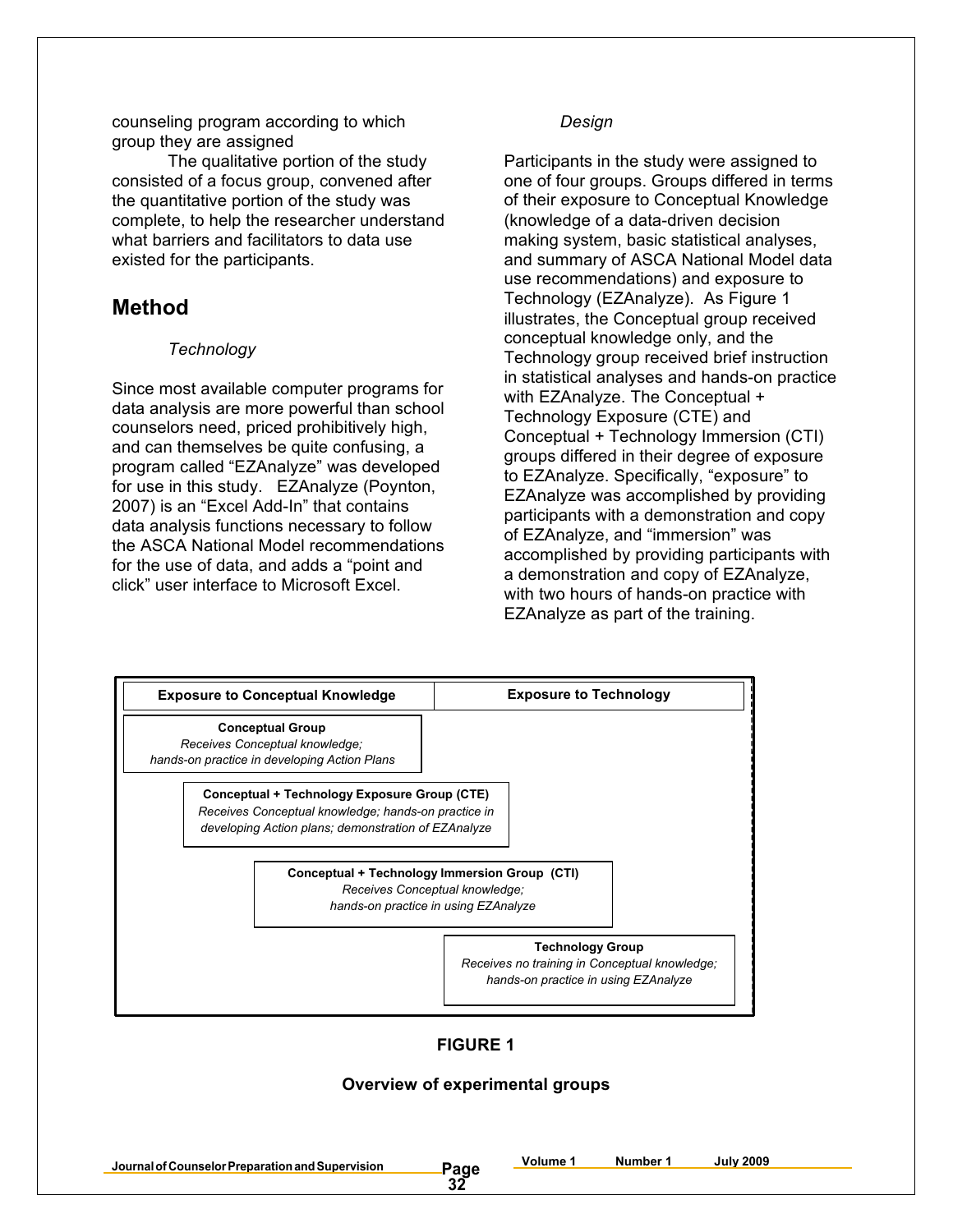counseling program according to which group they are assigned

The qualitative portion of the study consisted of a focus group, convened after the quantitative portion of the study was complete, to help the researcher understand what barriers and facilitators to data use existed for the participants.

## Method

### *Technology*

Since most available computer programs for data analysis are more powerful than school counselors need, priced prohibitively high, and can themselves be quite confusing, a program called "EZAnalyze" was developed for use in this study. EZAnalyze (Poynton, 2007) is an "Excel Add-In" that contains data analysis functions necessary to follow the ASCA National Model recommendations for the use of data, and adds a "point and click" user interface to Microsoft Excel.

### *Design*

Participants in the study were assigned to one of four groups. Groups differed in terms of their exposure to Conceptual Knowledge (knowledge of a data-driven decision making system, basic statistical analyses, and summary of ASCA National Model data use recommendations) and exposure to Technology (EZAnalyze). As Figure 1 illustrates, the Conceptual group received conceptual knowledge only, and the Technology group received brief instruction in statistical analyses and hands-on practice with EZAnalyze. The Conceptual + Technology Exposure (CTE) and Conceptual + Technology Immersion (CTI) groups differed in their degree of exposure to EZAnalyze. Specifically, "exposure" to EZAnalyze was accomplished by providing participants with a demonstration and copy of EZAnalyze, and "immersion" was accomplished by providing participants with a demonstration and copy of EZAnalyze, with two hours of hands-on practice with EZAnalyze as part of the training.

| Exposure to Conceptual Knowledge | Exposure to Technology |
|---|---|
| **Conceptual Group** *Receives Conceptual knowledge; hands-on practice in developing Action Plans* | |
| **Conceptual + Technology Exposure Group (CTE)** *Receives Conceptual knowledge; hands-on practice in developing Action plans; demonstration of EZAnalyze* | |
| **Conceptual + Technology Immersion Group (CTI)** *Receives Conceptual knowledge; hands-on practice in using EZAnalyze* | **Conceptual + Technology Immersion Group (CTI)** |
| | **Technology Group** *Receives no training in Conceptual knowledge; hands-on practice in using EZAnalyze* |

**FIGURE 1**

**Overview of experimental groups**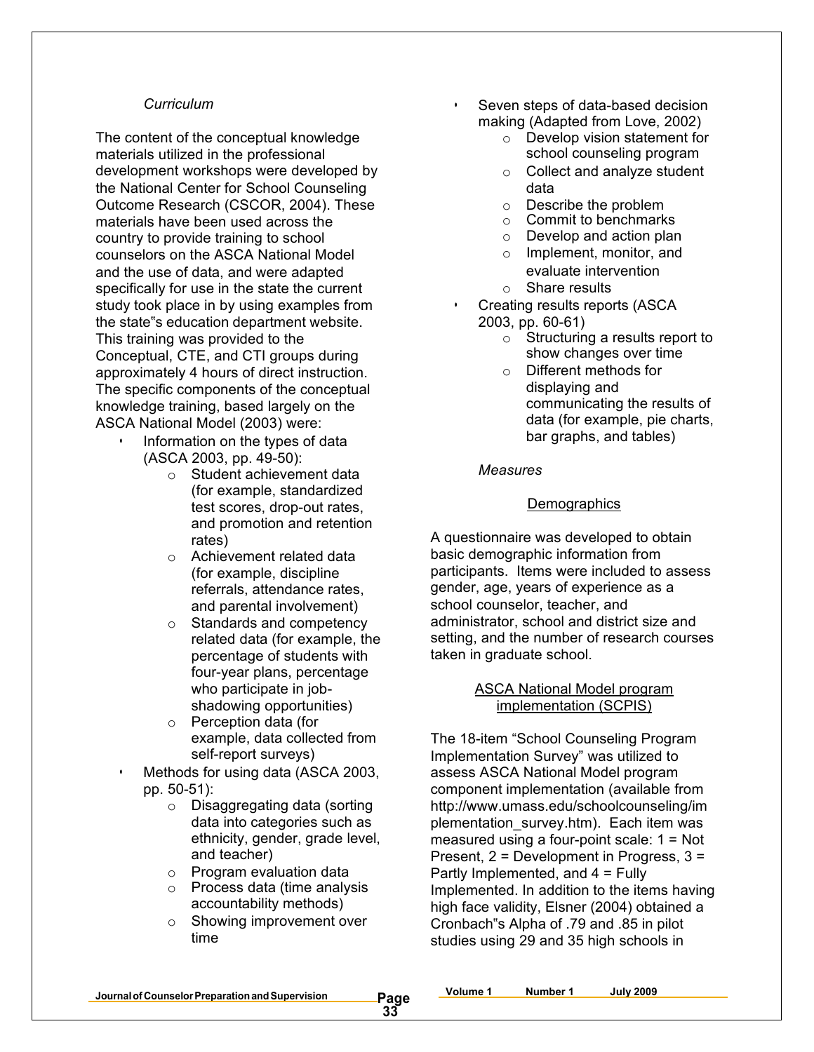*Curriculum*

The content of the conceptual knowledge materials utilized in the professional development workshops were developed by the National Center for School Counseling Outcome Research (CSCOR, 2004). These materials have been used across the country to provide training to school counselors on the ASCA National Model and the use of data, and were adapted specifically for use in the state the current study took place in by using examples from the state"s education department website. This training was provided to the Conceptual, CTE, and CTI groups during approximately 4 hours of direct instruction. The specific components of the conceptual knowledge training, based largely on the ASCA National Model (2003) were:

- Information on the types of data (ASCA 2003, pp. 49-50):
  - Student achievement data (for example, standardized test scores, drop-out rates, and promotion and retention rates)
  - Achievement related data (for example, discipline referrals, attendance rates, and parental involvement)
  - Standards and competency related data (for example, the percentage of students with four-year plans, percentage who participate in job-shadowing opportunities)
  - Perception data (for example, data collected from self-report surveys)
- Methods for using data (ASCA 2003, pp. 50-51):
  - Disaggregating data (sorting data into categories such as ethnicity, gender, grade level, and teacher)
  - Program evaluation data
  - Process data (time analysis accountability methods)
  - Showing improvement over time
- Seven steps of data-based decision making (Adapted from Love, 2002)
  - Develop vision statement for school counseling program
  - Collect and analyze student data
  - Describe the problem
  - Commit to benchmarks
  - Develop and action plan
  - Implement, monitor, and evaluate intervention
  - Share results
- Creating results reports (ASCA 2003, pp. 60-61)
  - Structuring a results report to show changes over time
  - Different methods for displaying and communicating the results of data (for example, pie charts, bar graphs, and tables)

*Measures*

Demographics

A questionnaire was developed to obtain basic demographic information from participants. Items were included to assess gender, age, years of experience as a school counselor, teacher, and administrator, school and district size and setting, and the number of research courses taken in graduate school.

ASCA National Model program implementation (SCPIS)

The 18-item "School Counseling Program Implementation Survey" was utilized to assess ASCA National Model program component implementation (available from http://www.umass.edu/schoolcounseling/implementation_survey.htm). Each item was measured using a four-point scale: 1 = Not Present, 2 = Development in Progress, 3 = Partly Implemented, and 4 = Fully Implemented. In addition to the items having high face validity, Elsner (2004) obtained a Cronbach"s Alpha of .79 and .85 in pilot studies using 29 and 35 high schools in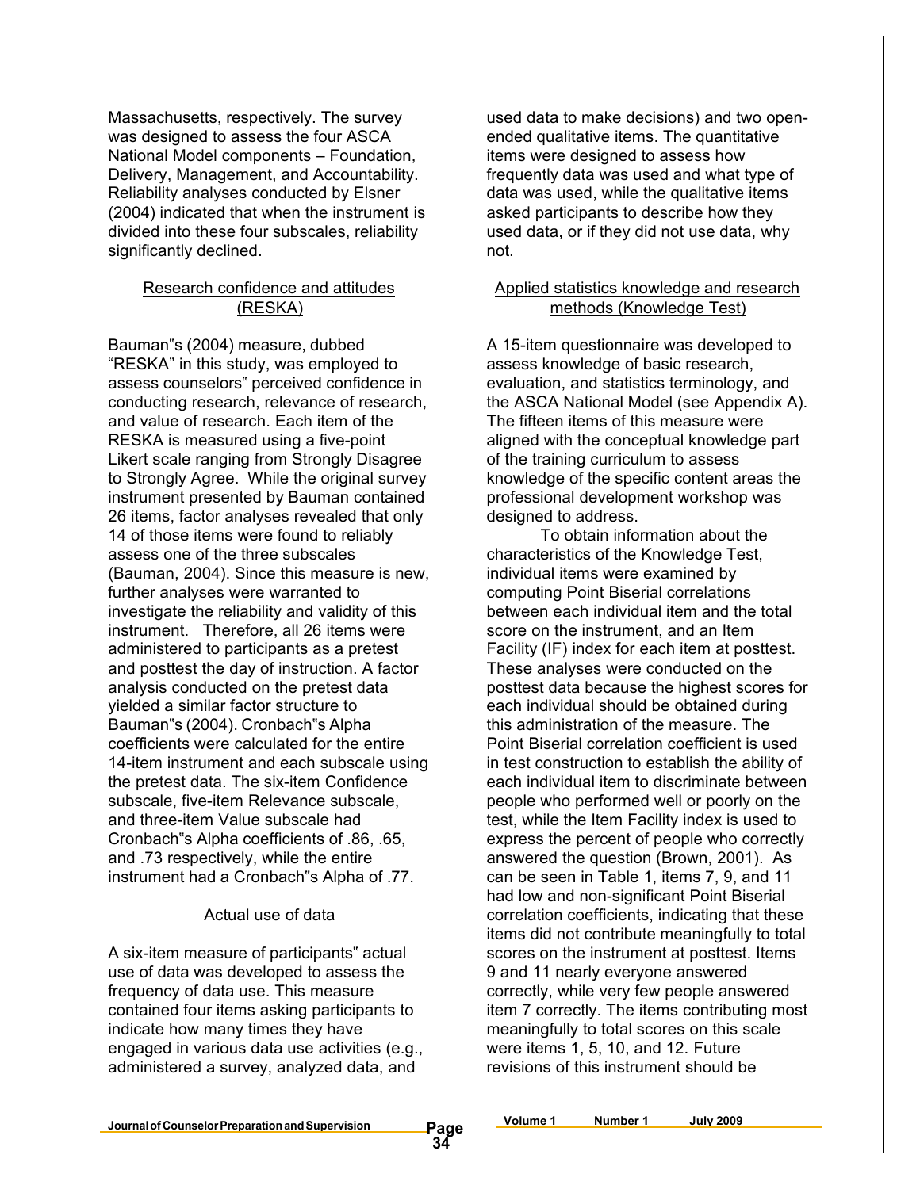Massachusetts, respectively. The survey was designed to assess the four ASCA National Model components – Foundation, Delivery, Management, and Accountability. Reliability analyses conducted by Elsner (2004) indicated that when the instrument is divided into these four subscales, reliability significantly declined.

### Research confidence and attitudes (RESKA)

Bauman"s (2004) measure, dubbed "RESKA" in this study, was employed to assess counselors" perceived confidence in conducting research, relevance of research, and value of research. Each item of the RESKA is measured using a five-point Likert scale ranging from Strongly Disagree to Strongly Agree. While the original survey instrument presented by Bauman contained 26 items, factor analyses revealed that only 14 of those items were found to reliably assess one of the three subscales (Bauman, 2004). Since this measure is new, further analyses were warranted to investigate the reliability and validity of this instrument. Therefore, all 26 items were administered to participants as a pretest and posttest the day of instruction. A factor analysis conducted on the pretest data yielded a similar factor structure to Bauman"s (2004). Cronbach"s Alpha coefficients were calculated for the entire 14-item instrument and each subscale using the pretest data. The six-item Confidence subscale, five-item Relevance subscale, and three-item Value subscale had Cronbach"s Alpha coefficients of .86, .65, and .73 respectively, while the entire instrument had a Cronbach"s Alpha of .77.

### Actual use of data

A six-item measure of participants" actual use of data was developed to assess the frequency of data use. This measure contained four items asking participants to indicate how many times they have engaged in various data use activities (e.g., administered a survey, analyzed data, and used data to make decisions) and two open-ended qualitative items. The quantitative items were designed to assess how frequently data was used and what type of data was used, while the qualitative items asked participants to describe how they used data, or if they did not use data, why not.

### Applied statistics knowledge and research methods (Knowledge Test)

A 15-item questionnaire was developed to assess knowledge of basic research, evaluation, and statistics terminology, and the ASCA National Model (see Appendix A). The fifteen items of this measure were aligned with the conceptual knowledge part of the training curriculum to assess knowledge of the specific content areas the professional development workshop was designed to address.

To obtain information about the characteristics of the Knowledge Test, individual items were examined by computing Point Biserial correlations between each individual item and the total score on the instrument, and an Item Facility (IF) index for each item at posttest. These analyses were conducted on the posttest data because the highest scores for each individual should be obtained during this administration of the measure. The Point Biserial correlation coefficient is used in test construction to establish the ability of each individual item to discriminate between people who performed well or poorly on the test, while the Item Facility index is used to express the percent of people who correctly answered the question (Brown, 2001). As can be seen in Table 1, items 7, 9, and 11 had low and non-significant Point Biserial correlation coefficients, indicating that these items did not contribute meaningfully to total scores on the instrument at posttest. Items 9 and 11 nearly everyone answered correctly, while very few people answered item 7 correctly. The items contributing most meaningfully to total scores on this scale were items 1, 5, 10, and 12. Future revisions of this instrument should be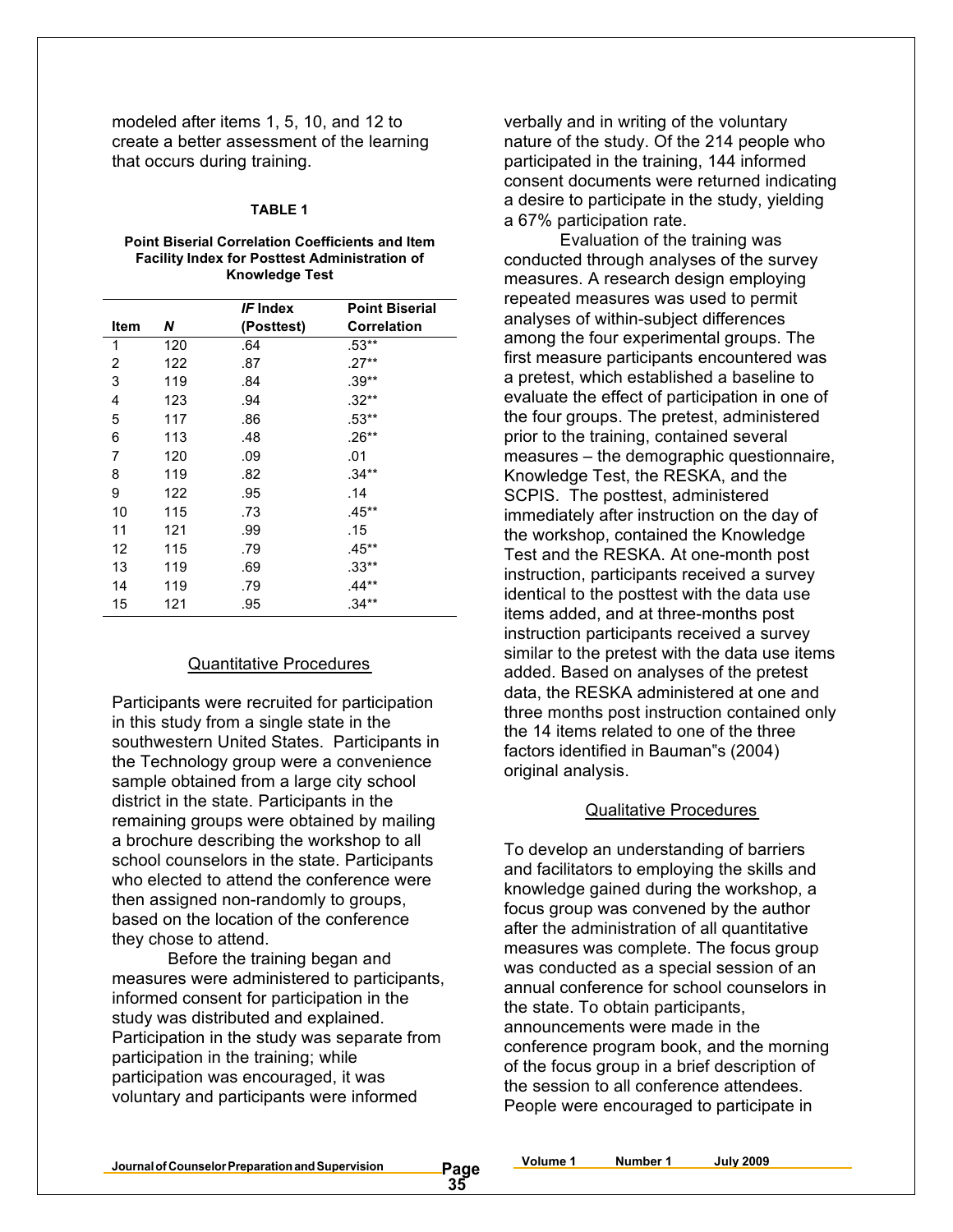modeled after items 1, 5, 10, and 12 to create a better assessment of the learning that occurs during training.

**TABLE 1**

**Point Biserial Correlation Coefficients and Item Facility Index for Posttest Administration of Knowledge Test**

| Item | *N* | *IF* Index (Posttest) | Point Biserial Correlation |
|---|---|---|---|
| 1 | 120 | .64 | .53** |
| 2 | 122 | .87 | .27** |
| 3 | 119 | .84 | .39** |
| 4 | 123 | .94 | .32** |
| 5 | 117 | .86 | .53** |
| 6 | 113 | .48 | .26** |
| 7 | 120 | .09 | .01 |
| 8 | 119 | .82 | .34** |
| 9 | 122 | .95 | .14 |
| 10 | 115 | .73 | .45** |
| 11 | 121 | .99 | .15 |
| 12 | 115 | .79 | .45** |
| 13 | 119 | .69 | .33** |
| 14 | 119 | .79 | .44** |
| 15 | 121 | .95 | .34** |

### Quantitative Procedures

Participants were recruited for participation in this study from a single state in the southwestern United States. Participants in the Technology group were a convenience sample obtained from a large city school district in the state. Participants in the remaining groups were obtained by mailing a brochure describing the workshop to all school counselors in the state. Participants who elected to attend the conference were then assigned non-randomly to groups, based on the location of the conference they chose to attend.

Before the training began and measures were administered to participants, informed consent for participation in the study was distributed and explained. Participation in the study was separate from participation in the training; while participation was encouraged, it was voluntary and participants were informed verbally and in writing of the voluntary nature of the study. Of the 214 people who participated in the training, 144 informed consent documents were returned indicating a desire to participate in the study, yielding a 67% participation rate.

Evaluation of the training was conducted through analyses of the survey measures. A research design employing repeated measures was used to permit analyses of within-subject differences among the four experimental groups. The first measure participants encountered was a pretest, which established a baseline to evaluate the effect of participation in one of the four groups. The pretest, administered prior to the training, contained several measures – the demographic questionnaire, Knowledge Test, the RESKA, and the SCPIS. The posttest, administered immediately after instruction on the day of the workshop, contained the Knowledge Test and the RESKA. At one-month post instruction, participants received a survey identical to the posttest with the data use items added, and at three-months post instruction participants received a survey similar to the pretest with the data use items added. Based on analyses of the pretest data, the RESKA administered at one and three months post instruction contained only the 14 items related to one of the three factors identified in Bauman"s (2004) original analysis.

### Qualitative Procedures

To develop an understanding of barriers and facilitators to employing the skills and knowledge gained during the workshop, a focus group was convened by the author after the administration of all quantitative measures was complete. The focus group was conducted as a special session of an annual conference for school counselors in the state. To obtain participants, announcements were made in the conference program book, and the morning of the focus group in a brief description of the session to all conference attendees. People were encouraged to participate in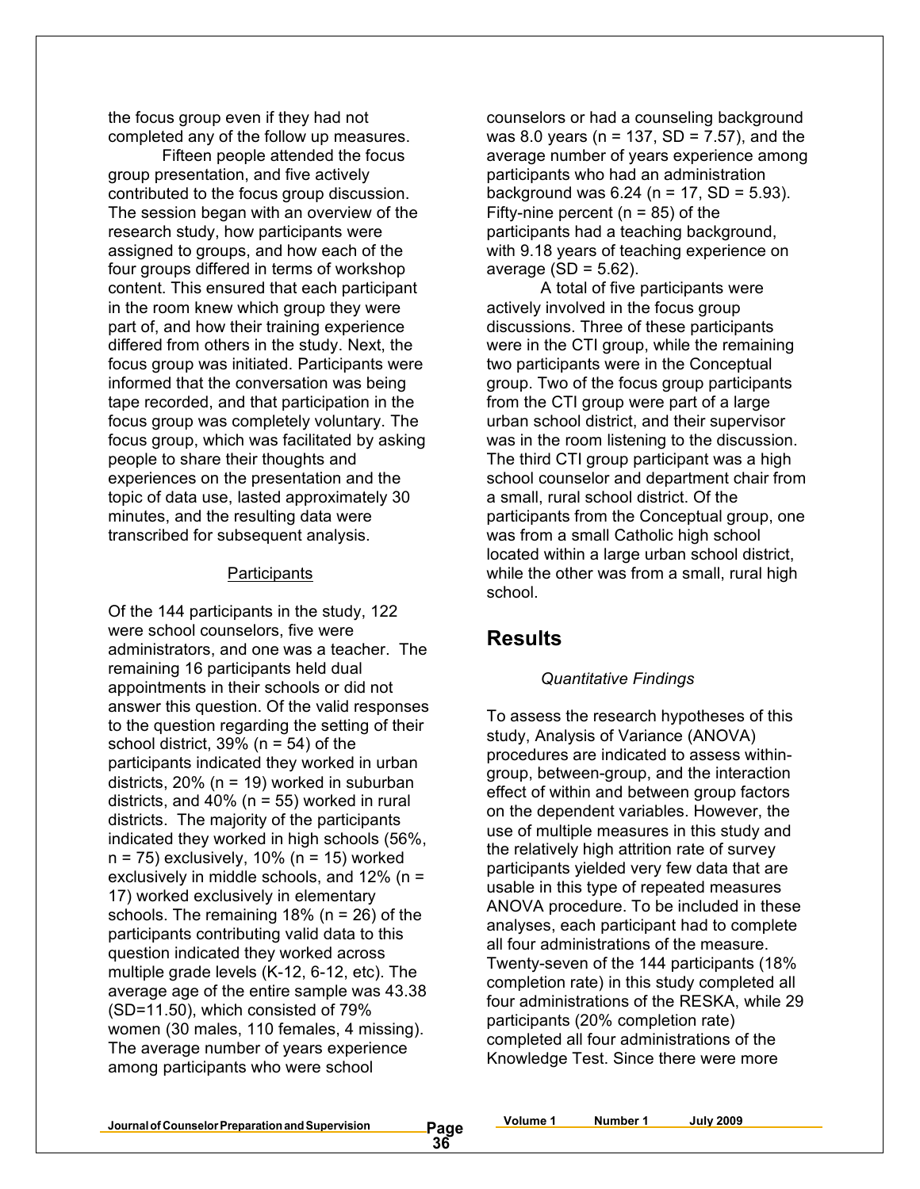the focus group even if they had not completed any of the follow up measures.

Fifteen people attended the focus group presentation, and five actively contributed to the focus group discussion. The session began with an overview of the research study, how participants were assigned to groups, and how each of the four groups differed in terms of workshop content. This ensured that each participant in the room knew which group they were part of, and how their training experience differed from others in the study. Next, the focus group was initiated. Participants were informed that the conversation was being tape recorded, and that participation in the focus group was completely voluntary. The focus group, which was facilitated by asking people to share their thoughts and experiences on the presentation and the topic of data use, lasted approximately 30 minutes, and the resulting data were transcribed for subsequent analysis.

### Participants

Of the 144 participants in the study, 122 were school counselors, five were administrators, and one was a teacher. The remaining 16 participants held dual appointments in their schools or did not answer this question. Of the valid responses to the question regarding the setting of their school district, 39% (n = 54) of the participants indicated they worked in urban districts, 20% (n = 19) worked in suburban districts, and 40% (n = 55) worked in rural districts. The majority of the participants indicated they worked in high schools (56%, n = 75) exclusively, 10% (n = 15) worked exclusively in middle schools, and 12% (n = 17) worked exclusively in elementary schools. The remaining 18% (n = 26) of the participants contributing valid data to this question indicated they worked across multiple grade levels (K-12, 6-12, etc). The average age of the entire sample was 43.38 (SD=11.50), which consisted of 79% women (30 males, 110 females, 4 missing). The average number of years experience among participants who were school counselors or had a counseling background was 8.0 years (n = 137, SD = 7.57), and the average number of years experience among participants who had an administration background was 6.24 (n = 17, SD = 5.93). Fifty-nine percent (n = 85) of the participants had a teaching background, with 9.18 years of teaching experience on average (SD = 5.62).

A total of five participants were actively involved in the focus group discussions. Three of these participants were in the CTI group, while the remaining two participants were in the Conceptual group. Two of the focus group participants from the CTI group were part of a large urban school district, and their supervisor was in the room listening to the discussion. The third CTI group participant was a high school counselor and department chair from a small, rural school district. Of the participants from the Conceptual group, one was from a small Catholic high school located within a large urban school district, while the other was from a small, rural high school.

## Results

*Quantitative Findings*

To assess the research hypotheses of this study, Analysis of Variance (ANOVA) procedures are indicated to assess within-group, between-group, and the interaction effect of within and between group factors on the dependent variables. However, the use of multiple measures in this study and the relatively high attrition rate of survey participants yielded very few data that are usable in this type of repeated measures ANOVA procedure. To be included in these analyses, each participant had to complete all four administrations of the measure. Twenty-seven of the 144 participants (18% completion rate) in this study completed all four administrations of the RESKA, while 29 participants (20% completion rate) completed all four administrations of the Knowledge Test. Since there were more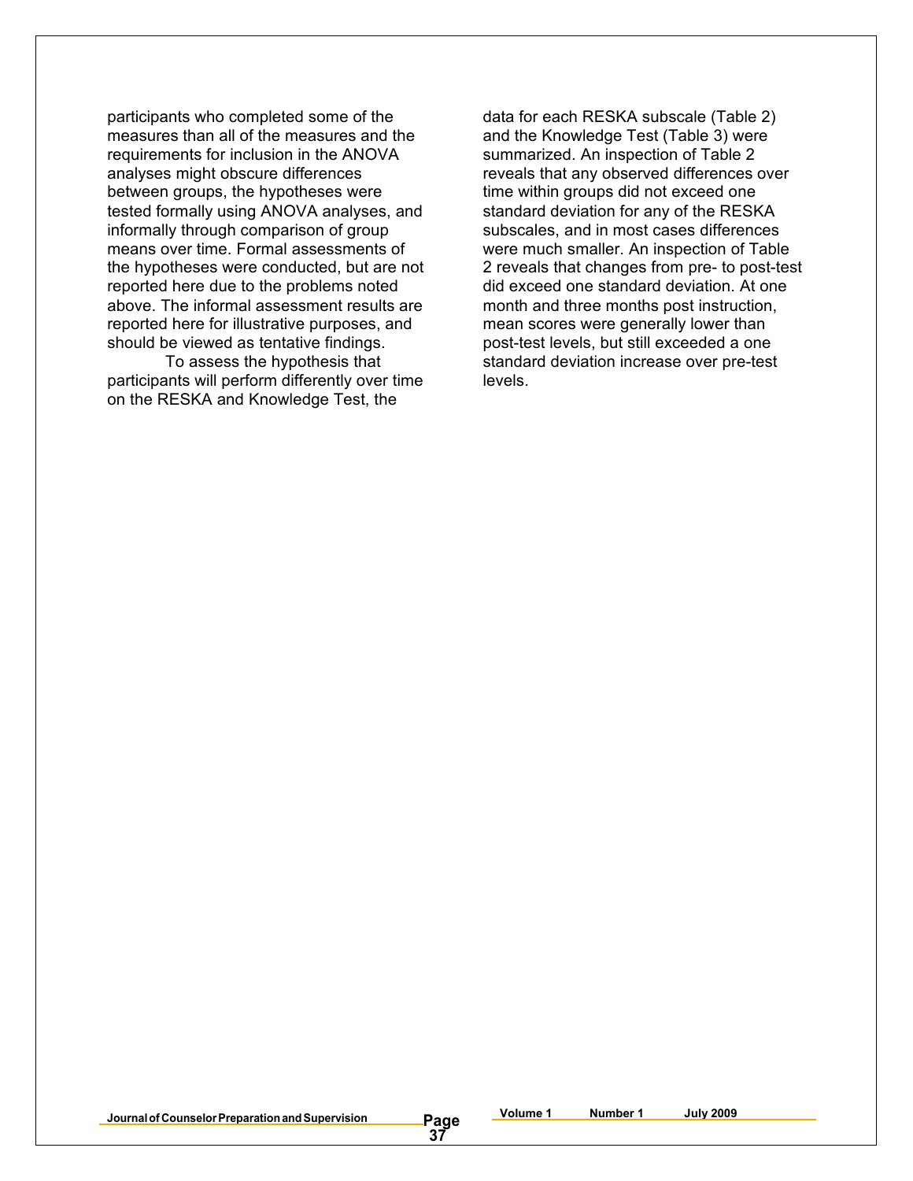participants who completed some of the measures than all of the measures and the requirements for inclusion in the ANOVA analyses might obscure differences between groups, the hypotheses were tested formally using ANOVA analyses, and informally through comparison of group means over time. Formal assessments of the hypotheses were conducted, but are not reported here due to the problems noted above. The informal assessment results are reported here for illustrative purposes, and should be viewed as tentative findings.

To assess the hypothesis that participants will perform differently over time on the RESKA and Knowledge Test, the data for each RESKA subscale (Table 2) and the Knowledge Test (Table 3) were summarized. An inspection of Table 2 reveals that any observed differences over time within groups did not exceed one standard deviation for any of the RESKA subscales, and in most cases differences were much smaller. An inspection of Table 2 reveals that changes from pre- to post-test did exceed one standard deviation. At one month and three months post instruction, mean scores were generally lower than post-test levels, but still exceeded a one standard deviation increase over pre-test levels.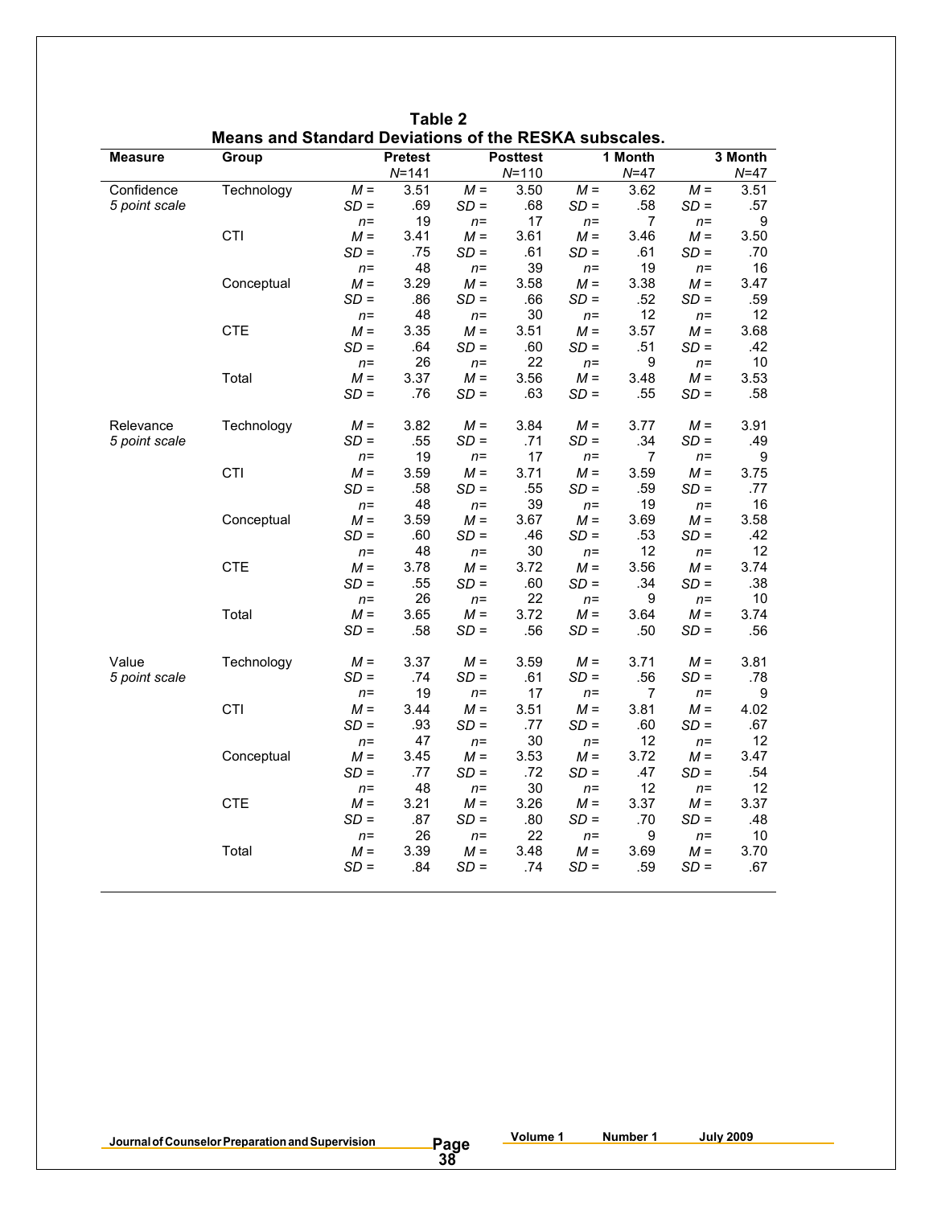**Table 2**
**Means and Standard Deviations of the RESKA subscales.**

| Measure | Group | | Pretest *N*=141 | | Posttest *N*=110 | | 1 Month *N*=47 | | 3 Month *N*=47 |
|---|---|---|---|---|---|---|---|---|---|
| Confidence *5 point scale* | Technology | *M* = | 3.51 | *M* = | 3.50 | *M* = | 3.62 | *M* = | 3.51 |
| | | *SD* = | .69 | *SD* = | .68 | *SD* = | .58 | *SD* = | .57 |
| | | *n*= | 19 | *n*= | 17 | *n*= | 7 | *n*= | 9 |
| | CTI | *M* = | 3.41 | *M* = | 3.61 | *M* = | 3.46 | *M* = | 3.50 |
| | | *SD* = | .75 | *SD* = | .61 | *SD* = | .61 | *SD* = | .70 |
| | | *n*= | 48 | *n*= | 39 | *n*= | 19 | *n*= | 16 |
| | Conceptual | *M* = | 3.29 | *M* = | 3.58 | *M* = | 3.38 | *M* = | 3.47 |
| | | *SD* = | .86 | *SD* = | .66 | *SD* = | .52 | *SD* = | .59 |
| | | *n*= | 48 | *n*= | 30 | *n*= | 12 | *n*= | 12 |
| | CTE | *M* = | 3.35 | *M* = | 3.51 | *M* = | 3.57 | *M* = | 3.68 |
| | | *SD* = | .64 | *SD* = | .60 | *SD* = | .51 | *SD* = | .42 |
| | | *n*= | 26 | *n*= | 22 | *n*= | 9 | *n*= | 10 |
| | Total | *M* = | 3.37 | *M* = | 3.56 | *M* = | 3.48 | *M* = | 3.53 |
| | | *SD* = | .76 | *SD* = | .63 | *SD* = | .55 | *SD* = | .58 |
| Relevance *5 point scale* | Technology | *M* = | 3.82 | *M* = | 3.84 | *M* = | 3.77 | *M* = | 3.91 |
| | | *SD* = | .55 | *SD* = | .71 | *SD* = | .34 | *SD* = | .49 |
| | | *n*= | 19 | *n*= | 17 | *n*= | 7 | *n*= | 9 |
| | CTI | *M* = | 3.59 | *M* = | 3.71 | *M* = | 3.59 | *M* = | 3.75 |
| | | *SD* = | .58 | *SD* = | .55 | *SD* = | .59 | *SD* = | .77 |
| | | *n*= | 48 | *n*= | 39 | *n*= | 19 | *n*= | 16 |
| | Conceptual | *M* = | 3.59 | *M* = | 3.67 | *M* = | 3.69 | *M* = | 3.58 |
| | | *SD* = | .60 | *SD* = | .46 | *SD* = | .53 | *SD* = | .42 |
| | | *n*= | 48 | *n*= | 30 | *n*= | 12 | *n*= | 12 |
| | CTE | *M* = | 3.78 | *M* = | 3.72 | *M* = | 3.56 | *M* = | 3.74 |
| | | *SD* = | .55 | *SD* = | .60 | *SD* = | .34 | *SD* = | .38 |
| | | *n*= | 26 | *n*= | 22 | *n*= | 9 | *n*= | 10 |
| | Total | *M* = | 3.65 | *M* = | 3.72 | *M* = | 3.64 | *M* = | 3.74 |
| | | *SD* = | .58 | *SD* = | .56 | *SD* = | .50 | *SD* = | .56 |
| Value *5 point scale* | Technology | *M* = | 3.37 | *M* = | 3.59 | *M* = | 3.71 | *M* = | 3.81 |
| | | *SD* = | .74 | *SD* = | .61 | *SD* = | .56 | *SD* = | .78 |
| | | *n*= | 19 | *n*= | 17 | *n*= | 7 | *n*= | 9 |
| | CTI | *M* = | 3.44 | *M* = | 3.51 | *M* = | 3.81 | *M* = | 4.02 |
| | | *SD* = | .93 | *SD* = | .77 | *SD* = | .60 | *SD* = | .67 |
| | | *n*= | 47 | *n*= | 30 | *n*= | 12 | *n*= | 12 |
| | Conceptual | *M* = | 3.45 | *M* = | 3.53 | *M* = | 3.72 | *M* = | 3.47 |
| | | *SD* = | .77 | *SD* = | .72 | *SD* = | .47 | *SD* = | .54 |
| | | *n*= | 48 | *n*= | 30 | *n*= | 12 | *n*= | 12 |
| | CTE | *M* = | 3.21 | *M* = | 3.26 | *M* = | 3.37 | *M* = | 3.37 |
| | | *SD* = | .87 | *SD* = | .80 | *SD* = | .70 | *SD* = | .48 |
| | | *n*= | 26 | *n*= | 22 | *n*= | 9 | *n*= | 10 |
| | Total | *M* = | 3.39 | *M* = | 3.48 | *M* = | 3.69 | *M* = | 3.70 |
| | | *SD* = | .84 | *SD* = | .74 | *SD* = | .59 | *SD* = | .67 |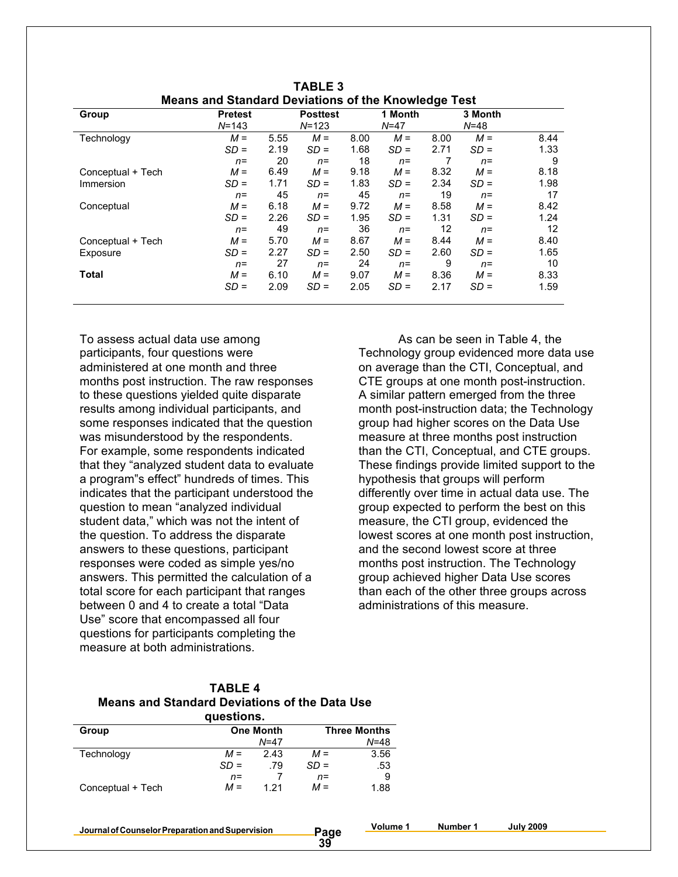**TABLE 3**
**Means and Standard Deviations of the Knowledge Test**

| Group | | Pretest $N$=143 | | Posttest $N$=123 | | 1 Month $N$=47 | | 3 Month $N$=48 |
|---|---|---|---|---|---|---|---|---|
| Technology | $M$ = | 5.55 | $M$ = | 8.00 | $M$ = | 8.00 | $M$ = | 8.44 |
| | $SD$ = | 2.19 | $SD$ = | 1.68 | $SD$ = | 2.71 | $SD$ = | 1.33 |
| | $n$= | 20 | $n$= | 18 | $n$= | 7 | $n$= | 9 |
| Conceptual + Tech Immersion | $M$ = | 6.49 | $M$ = | 9.18 | $M$ = | 8.32 | $M$ = | 8.18 |
| | $SD$ = | 1.71 | $SD$ = | 1.83 | $SD$ = | 2.34 | $SD$ = | 1.98 |
| | $n$= | 45 | $n$= | 45 | $n$= | 19 | $n$= | 17 |
| Conceptual | $M$ = | 6.18 | $M$ = | 9.72 | $M$ = | 8.58 | $M$ = | 8.42 |
| | $SD$ = | 2.26 | $SD$ = | 1.95 | $SD$ = | 1.31 | $SD$ = | 1.24 |
| | $n$= | 49 | $n$= | 36 | $n$= | 12 | $n$= | 12 |
| Conceptual + Tech Exposure | $M$ = | 5.70 | $M$ = | 8.67 | $M$ = | 8.44 | $M$ = | 8.40 |
| | $SD$ = | 2.27 | $SD$ = | 2.50 | $SD$ = | 2.60 | $SD$ = | 1.65 |
| | $n$= | 27 | $n$= | 24 | $n$= | 9 | $n$= | 10 |
| **Total** | $M$ = | 6.10 | $M$ = | 9.07 | $M$ = | 8.36 | $M$ = | 8.33 |
| | $SD$ = | 2.09 | $SD$ = | 2.05 | $SD$ = | 2.17 | $SD$ = | 1.59 |

To assess actual data use among participants, four questions were administered at one month and three months post instruction. The raw responses to these questions yielded quite disparate results among individual participants, and some responses indicated that the question was misunderstood by the respondents. For example, some respondents indicated that they "analyzed student data to evaluate a program"s effect" hundreds of times. This indicates that the participant understood the question to mean "analyzed individual student data," which was not the intent of the question. To address the disparate answers to these questions, participant responses were coded as simple yes/no answers. This permitted the calculation of a total score for each participant that ranges between 0 and 4 to create a total "Data Use" score that encompassed all four questions for participants completing the measure at both administrations.

As can be seen in Table 4, the Technology group evidenced more data use on average than the CTI, Conceptual, and CTE groups at one month post-instruction. A similar pattern emerged from the three month post-instruction data; the Technology group had higher scores on the Data Use measure at three months post instruction than the CTI, Conceptual, and CTE groups. These findings provide limited support to the hypothesis that groups will perform differently over time in actual data use. The group expected to perform the best on this measure, the CTI group, evidenced the lowest scores at one month post instruction, and the second lowest score at three months post instruction. The Technology group achieved higher Data Use scores than each of the other three groups across administrations of this measure.

**TABLE 4**
**Means and Standard Deviations of the Data Use questions.**

| Group | | One Month $N$=47 | | Three Months $N$=48 |
|---|---|---|---|---|
| Technology | $M$ = | 2.43 | $M$ = | 3.56 |
| | $SD$ = | .79 | $SD$ = | .53 |
| | $n$= | 7 | $n$= | 9 |
| Conceptual + Tech | $M$ = | 1.21 | $M$ = | 1.88 |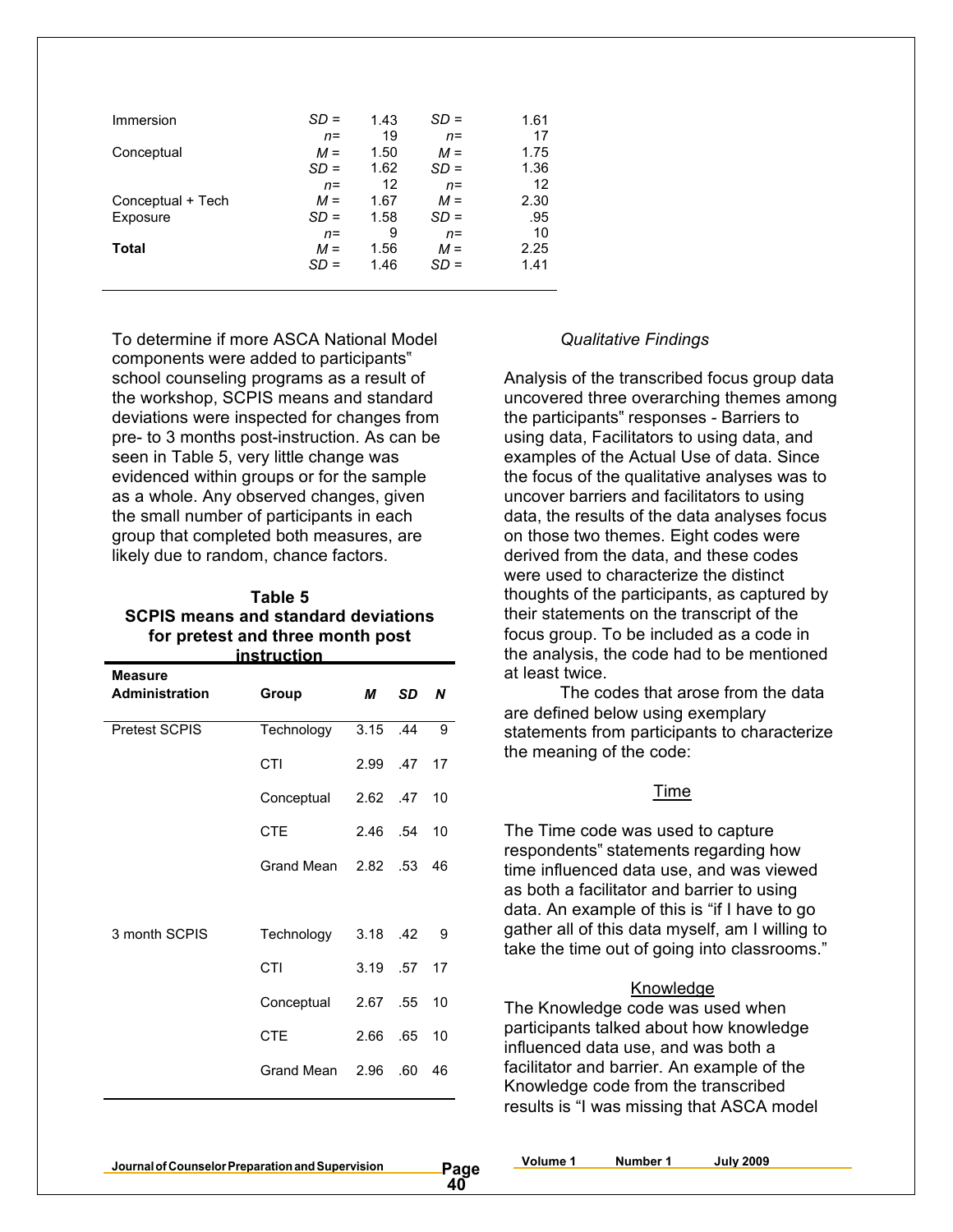| | | | | |
|---|---|---|---|---|
| Immersion | *SD* = | 1.43 | *SD* = | 1.61 |
| | *n*= | 19 | *n*= | 17 |
| Conceptual | *M* = | 1.50 | *M* = | 1.75 |
| | *SD* = | 1.62 | *SD* = | 1.36 |
| | *n*= | 12 | *n*= | 12 |
| Conceptual + Tech Exposure | *M* = | 1.67 | *M* = | 2.30 |
| | *SD* = | 1.58 | *SD* = | .95 |
| | *n*= | 9 | *n*= | 10 |
| **Total** | *M* = | 1.56 | *M* = | 2.25 |
| | *SD* = | 1.46 | *SD* = | 1.41 |

To determine if more ASCA National Model components were added to participants" school counseling programs as a result of the workshop, SCPIS means and standard deviations were inspected for changes from pre- to 3 months post-instruction. As can be seen in Table 5, very little change was evidenced within groups or for the sample as a whole. Any observed changes, given the small number of participants in each group that completed both measures, are likely due to random, chance factors.

**Table 5**
**SCPIS means and standard deviations for pretest and three month post instruction**

| Measure Administration | Group | *M* | *SD* | *N* |
|---|---|---|---|---|
| Pretest SCPIS | Technology | 3.15 | .44 | 9 |
| | CTI | 2.99 | .47 | 17 |
| | Conceptual | 2.62 | .47 | 10 |
| | CTE | 2.46 | .54 | 10 |
| | Grand Mean | 2.82 | .53 | 46 |
| 3 month SCPIS | Technology | 3.18 | .42 | 9 |
| | CTI | 3.19 | .57 | 17 |
| | Conceptual | 2.67 | .55 | 10 |
| | CTE | 2.66 | .65 | 10 |
| | Grand Mean | 2.96 | .60 | 46 |

*Qualitative Findings*

Analysis of the transcribed focus group data uncovered three overarching themes among the participants" responses - Barriers to using data, Facilitators to using data, and examples of the Actual Use of data. Since the focus of the qualitative analyses was to uncover barriers and facilitators to using data, the results of the data analyses focus on those two themes. Eight codes were derived from the data, and these codes were used to characterize the distinct thoughts of the participants, as captured by their statements on the transcript of the focus group. To be included as a code in the analysis, the code had to be mentioned at least twice.

The codes that arose from the data are defined below using exemplary statements from participants to characterize the meaning of the code:

<u>Time</u>

The Time code was used to capture respondents" statements regarding how time influenced data use, and was viewed as both a facilitator and barrier to using data. An example of this is "if I have to go gather all of this data myself, am I willing to take the time out of going into classrooms."

<u>Knowledge</u>

The Knowledge code was used when participants talked about how knowledge influenced data use, and was both a facilitator and barrier. An example of the Knowledge code from the transcribed results is "I was missing that ASCA model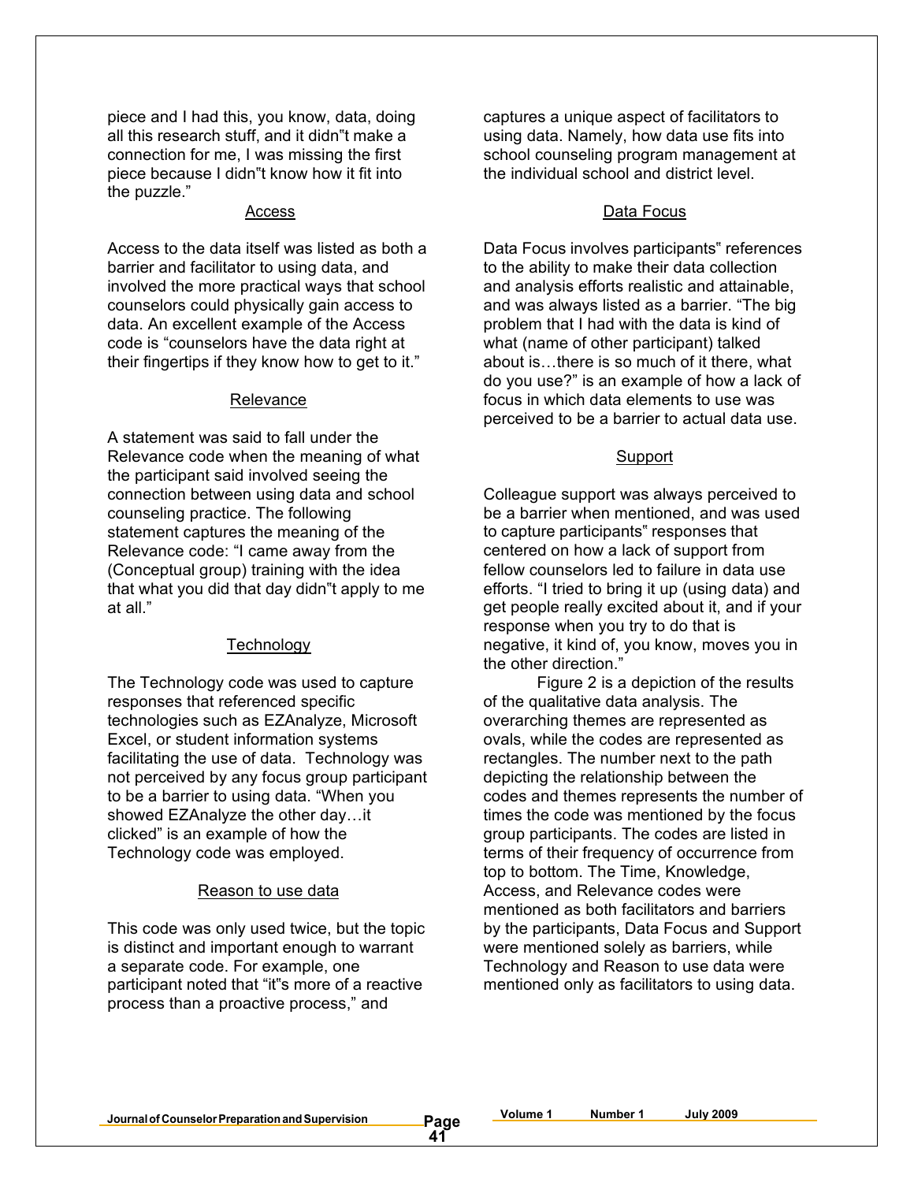piece and I had this, you know, data, doing all this research stuff, and it didn"t make a connection for me, I was missing the first piece because I didn"t know how it fit into the puzzle."

### Access

Access to the data itself was listed as both a barrier and facilitator to using data, and involved the more practical ways that school counselors could physically gain access to data. An excellent example of the Access code is "counselors have the data right at their fingertips if they know how to get to it."

### Relevance

A statement was said to fall under the Relevance code when the meaning of what the participant said involved seeing the connection between using data and school counseling practice. The following statement captures the meaning of the Relevance code: "I came away from the (Conceptual group) training with the idea that what you did that day didn"t apply to me at all."

### Technology

The Technology code was used to capture responses that referenced specific technologies such as EZAnalyze, Microsoft Excel, or student information systems facilitating the use of data. Technology was not perceived by any focus group participant to be a barrier to using data. "When you showed EZAnalyze the other day…it clicked" is an example of how the Technology code was employed.

### Reason to use data

This code was only used twice, but the topic is distinct and important enough to warrant a separate code. For example, one participant noted that "it"s more of a reactive process than a proactive process," and captures a unique aspect of facilitators to using data. Namely, how data use fits into school counseling program management at the individual school and district level.

### Data Focus

Data Focus involves participants" references to the ability to make their data collection and analysis efforts realistic and attainable, and was always listed as a barrier. "The big problem that I had with the data is kind of what (name of other participant) talked about is…there is so much of it there, what do you use?" is an example of how a lack of focus in which data elements to use was perceived to be a barrier to actual data use.

### Support

Colleague support was always perceived to be a barrier when mentioned, and was used to capture participants" responses that centered on how a lack of support from fellow counselors led to failure in data use efforts. "I tried to bring it up (using data) and get people really excited about it, and if your response when you try to do that is negative, it kind of, you know, moves you in the other direction."

Figure 2 is a depiction of the results of the qualitative data analysis. The overarching themes are represented as ovals, while the codes are represented as rectangles. The number next to the path depicting the relationship between the codes and themes represents the number of times the code was mentioned by the focus group participants. The codes are listed in terms of their frequency of occurrence from top to bottom. The Time, Knowledge, Access, and Relevance codes were mentioned as both facilitators and barriers by the participants, Data Focus and Support were mentioned solely as barriers, while Technology and Reason to use data were mentioned only as facilitators to using data.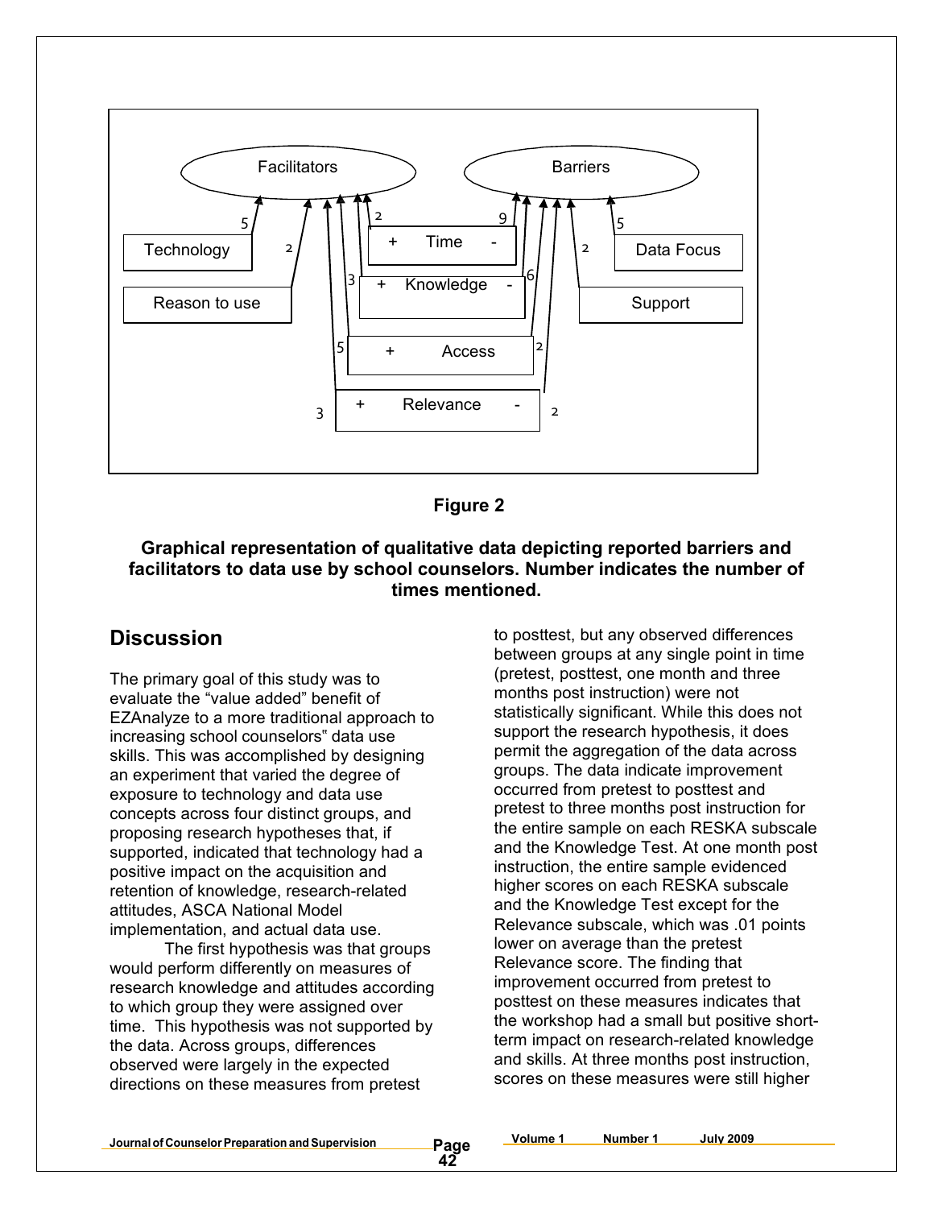**Figure 2**

**Graphical representation of qualitative data depicting reported barriers and facilitators to data use by school counselors. Number indicates the number of times mentioned.**

## Discussion

The primary goal of this study was to evaluate the "value added" benefit of EZAnalyze to a more traditional approach to increasing school counselors" data use skills. This was accomplished by designing an experiment that varied the degree of exposure to technology and data use concepts across four distinct groups, and proposing research hypotheses that, if supported, indicated that technology had a positive impact on the acquisition and retention of knowledge, research-related attitudes, ASCA National Model implementation, and actual data use.

The first hypothesis was that groups would perform differently on measures of research knowledge and attitudes according to which group they were assigned over time. This hypothesis was not supported by the data. Across groups, differences observed were largely in the expected directions on these measures from pretest to posttest, but any observed differences between groups at any single point in time (pretest, posttest, one month and three months post instruction) were not statistically significant. While this does not support the research hypothesis, it does permit the aggregation of the data across groups. The data indicate improvement occurred from pretest to posttest and pretest to three months post instruction for the entire sample on each RESKA subscale and the Knowledge Test. At one month post instruction, the entire sample evidenced higher scores on each RESKA subscale and the Knowledge Test except for the Relevance subscale, which was .01 points lower on average than the pretest Relevance score. The finding that improvement occurred from pretest to posttest on these measures indicates that the workshop had a small but positive short-term impact on research-related knowledge and skills. At three months post instruction, scores on these measures were still higher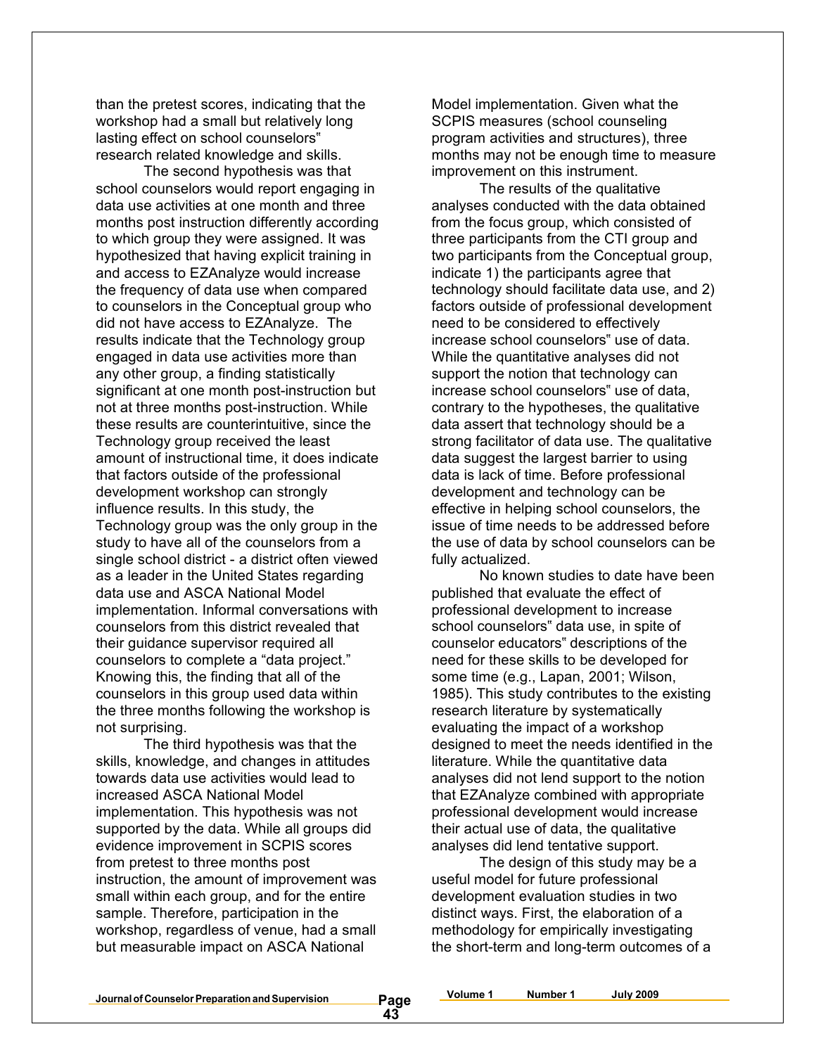than the pretest scores, indicating that the workshop had a small but relatively long lasting effect on school counselors‟ research related knowledge and skills.

The second hypothesis was that school counselors would report engaging in data use activities at one month and three months post instruction differently according to which group they were assigned. It was hypothesized that having explicit training in and access to EZAnalyze would increase the frequency of data use when compared to counselors in the Conceptual group who did not have access to EZAnalyze. The results indicate that the Technology group engaged in data use activities more than any other group, a finding statistically significant at one month post-instruction but not at three months post-instruction. While these results are counterintuitive, since the Technology group received the least amount of instructional time, it does indicate that factors outside of the professional development workshop can strongly influence results. In this study, the Technology group was the only group in the study to have all of the counselors from a single school district - a district often viewed as a leader in the United States regarding data use and ASCA National Model implementation. Informal conversations with counselors from this district revealed that their guidance supervisor required all counselors to complete a "data project." Knowing this, the finding that all of the counselors in this group used data within the three months following the workshop is not surprising.

The third hypothesis was that the skills, knowledge, and changes in attitudes towards data use activities would lead to increased ASCA National Model implementation. This hypothesis was not supported by the data. While all groups did evidence improvement in SCPIS scores from pretest to three months post instruction, the amount of improvement was small within each group, and for the entire sample. Therefore, participation in the workshop, regardless of venue, had a small but measurable impact on ASCA National Model implementation. Given what the SCPIS measures (school counseling program activities and structures), three months may not be enough time to measure improvement on this instrument.

The results of the qualitative analyses conducted with the data obtained from the focus group, which consisted of three participants from the CTI group and two participants from the Conceptual group, indicate 1) the participants agree that technology should facilitate data use, and 2) factors outside of professional development need to be considered to effectively increase school counselors‟ use of data. While the quantitative analyses did not support the notion that technology can increase school counselors‟ use of data, contrary to the hypotheses, the qualitative data assert that technology should be a strong facilitator of data use. The qualitative data suggest the largest barrier to using data is lack of time. Before professional development and technology can be effective in helping school counselors, the issue of time needs to be addressed before the use of data by school counselors can be fully actualized.

No known studies to date have been published that evaluate the effect of professional development to increase school counselors‟ data use, in spite of counselor educators‟ descriptions of the need for these skills to be developed for some time (e.g., Lapan, 2001; Wilson, 1985). This study contributes to the existing research literature by systematically evaluating the impact of a workshop designed to meet the needs identified in the literature. While the quantitative data analyses did not lend support to the notion that EZAnalyze combined with appropriate professional development would increase their actual use of data, the qualitative analyses did lend tentative support.

The design of this study may be a useful model for future professional development evaluation studies in two distinct ways. First, the elaboration of a methodology for empirically investigating the short-term and long-term outcomes of a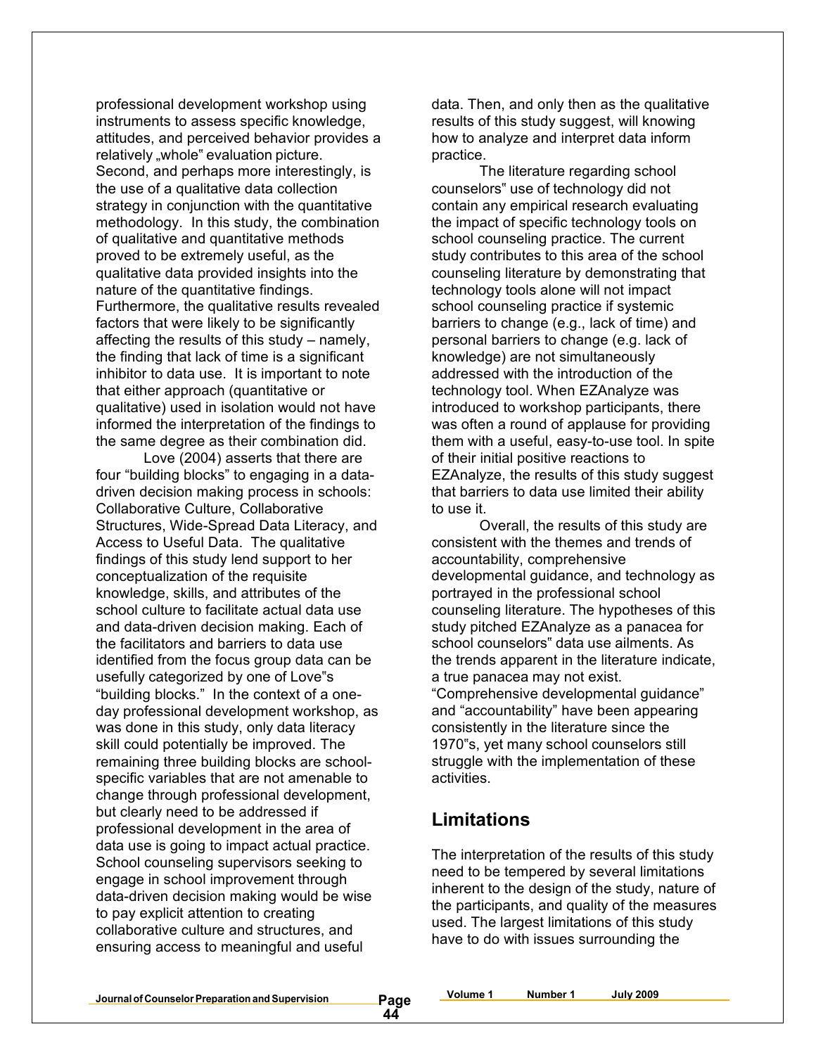professional development workshop using instruments to assess specific knowledge, attitudes, and perceived behavior provides a relatively „whole" evaluation picture. Second, and perhaps more interestingly, is the use of a qualitative data collection strategy in conjunction with the quantitative methodology. In this study, the combination of qualitative and quantitative methods proved to be extremely useful, as the qualitative data provided insights into the nature of the quantitative findings. Furthermore, the qualitative results revealed factors that were likely to be significantly affecting the results of this study – namely, the finding that lack of time is a significant inhibitor to data use. It is important to note that either approach (quantitative or qualitative) used in isolation would not have informed the interpretation of the findings to the same degree as their combination did.

Love (2004) asserts that there are four "building blocks" to engaging in a data-driven decision making process in schools: Collaborative Culture, Collaborative Structures, Wide-Spread Data Literacy, and Access to Useful Data. The qualitative findings of this study lend support to her conceptualization of the requisite knowledge, skills, and attributes of the school culture to facilitate actual data use and data-driven decision making. Each of the facilitators and barriers to data use identified from the focus group data can be usefully categorized by one of Love"s "building blocks." In the context of a one-day professional development workshop, as was done in this study, only data literacy skill could potentially be improved. The remaining three building blocks are school-specific variables that are not amenable to change through professional development, but clearly need to be addressed if professional development in the area of data use is going to impact actual practice. School counseling supervisors seeking to engage in school improvement through data-driven decision making would be wise to pay explicit attention to creating collaborative culture and structures, and ensuring access to meaningful and useful data. Then, and only then as the qualitative results of this study suggest, will knowing how to analyze and interpret data inform practice.

The literature regarding school counselors" use of technology did not contain any empirical research evaluating the impact of specific technology tools on school counseling practice. The current study contributes to this area of the school counseling literature by demonstrating that technology tools alone will not impact school counseling practice if systemic barriers to change (e.g., lack of time) and personal barriers to change (e.g. lack of knowledge) are not simultaneously addressed with the introduction of the technology tool. When EZAnalyze was introduced to workshop participants, there was often a round of applause for providing them with a useful, easy-to-use tool. In spite of their initial positive reactions to EZAnalyze, the results of this study suggest that barriers to data use limited their ability to use it.

Overall, the results of this study are consistent with the themes and trends of accountability, comprehensive developmental guidance, and technology as portrayed in the professional school counseling literature. The hypotheses of this study pitched EZAnalyze as a panacea for school counselors" data use ailments. As the trends apparent in the literature indicate, a true panacea may not exist. "Comprehensive developmental guidance" and "accountability" have been appearing consistently in the literature since the 1970"s, yet many school counselors still struggle with the implementation of these activities.

## Limitations

The interpretation of the results of this study need to be tempered by several limitations inherent to the design of the study, nature of the participants, and quality of the measures used. The largest limitations of this study have to do with issues surrounding the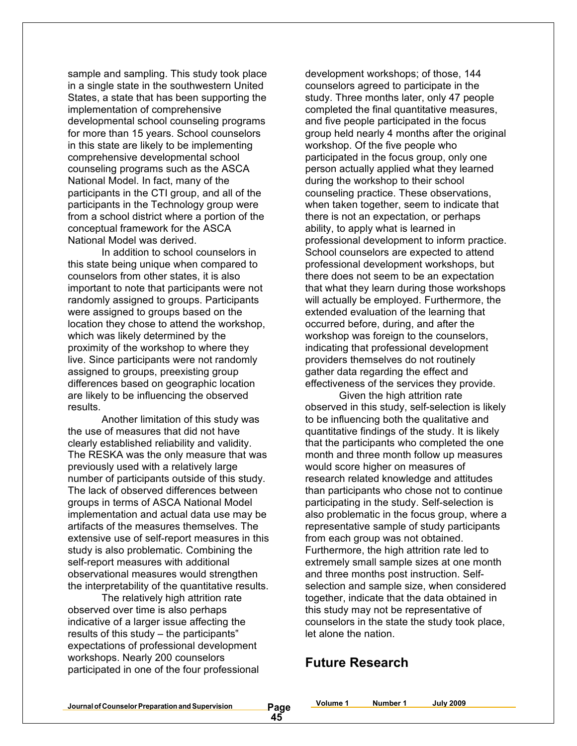sample and sampling. This study took place in a single state in the southwestern United States, a state that has been supporting the implementation of comprehensive developmental school counseling programs for more than 15 years. School counselors in this state are likely to be implementing comprehensive developmental school counseling programs such as the ASCA National Model. In fact, many of the participants in the CTI group, and all of the participants in the Technology group were from a school district where a portion of the conceptual framework for the ASCA National Model was derived.

In addition to school counselors in this state being unique when compared to counselors from other states, it is also important to note that participants were not randomly assigned to groups. Participants were assigned to groups based on the location they chose to attend the workshop, which was likely determined by the proximity of the workshop to where they live. Since participants were not randomly assigned to groups, preexisting group differences based on geographic location are likely to be influencing the observed results.

Another limitation of this study was the use of measures that did not have clearly established reliability and validity. The RESKA was the only measure that was previously used with a relatively large number of participants outside of this study. The lack of observed differences between groups in terms of ASCA National Model implementation and actual data use may be artifacts of the measures themselves. The extensive use of self-report measures in this study is also problematic. Combining the self-report measures with additional observational measures would strengthen the interpretability of the quantitative results.

The relatively high attrition rate observed over time is also perhaps indicative of a larger issue affecting the results of this study – the participants" expectations of professional development workshops. Nearly 200 counselors participated in one of the four professional development workshops; of those, 144 counselors agreed to participate in the study. Three months later, only 47 people completed the final quantitative measures, and five people participated in the focus group held nearly 4 months after the original workshop. Of the five people who participated in the focus group, only one person actually applied what they learned during the workshop to their school counseling practice. These observations, when taken together, seem to indicate that there is not an expectation, or perhaps ability, to apply what is learned in professional development to inform practice. School counselors are expected to attend professional development workshops, but there does not seem to be an expectation that what they learn during those workshops will actually be employed. Furthermore, the extended evaluation of the learning that occurred before, during, and after the workshop was foreign to the counselors, indicating that professional development providers themselves do not routinely gather data regarding the effect and effectiveness of the services they provide.

Given the high attrition rate observed in this study, self-selection is likely to be influencing both the qualitative and quantitative findings of the study. It is likely that the participants who completed the one month and three month follow up measures would score higher on measures of research related knowledge and attitudes than participants who chose not to continue participating in the study. Self-selection is also problematic in the focus group, where a representative sample of study participants from each group was not obtained. Furthermore, the high attrition rate led to extremely small sample sizes at one month and three months post instruction. Self-selection and sample size, when considered together, indicate that the data obtained in this study may not be representative of counselors in the state the study took place, let alone the nation.

## Future Research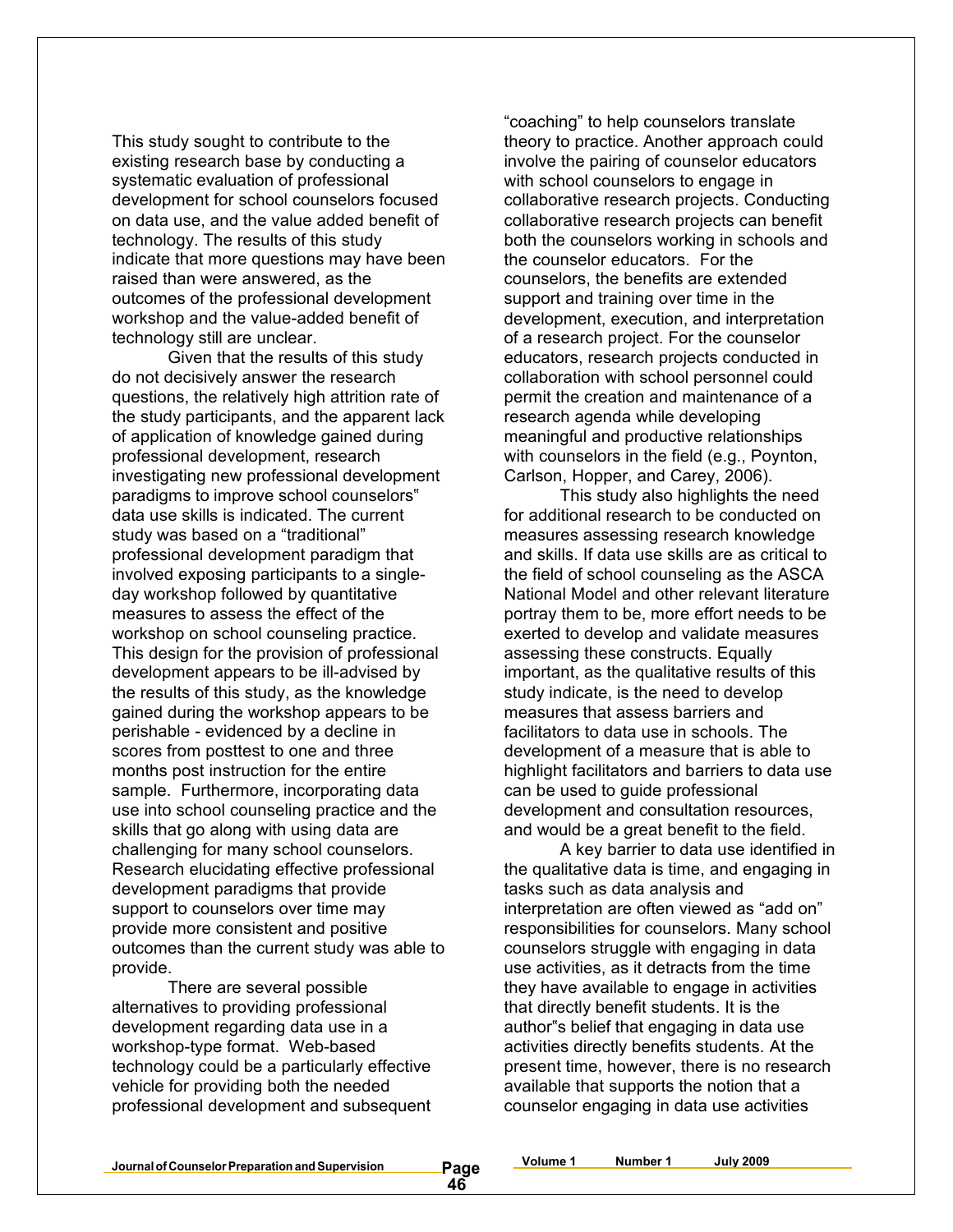This study sought to contribute to the existing research base by conducting a systematic evaluation of professional development for school counselors focused on data use, and the value added benefit of technology. The results of this study indicate that more questions may have been raised than were answered, as the outcomes of the professional development workshop and the value-added benefit of technology still are unclear.

Given that the results of this study do not decisively answer the research questions, the relatively high attrition rate of the study participants, and the apparent lack of application of knowledge gained during professional development, research investigating new professional development paradigms to improve school counselors‟ data use skills is indicated. The current study was based on a "traditional" professional development paradigm that involved exposing participants to a single-day workshop followed by quantitative measures to assess the effect of the workshop on school counseling practice. This design for the provision of professional development appears to be ill-advised by the results of this study, as the knowledge gained during the workshop appears to be perishable - evidenced by a decline in scores from posttest to one and three months post instruction for the entire sample. Furthermore, incorporating data use into school counseling practice and the skills that go along with using data are challenging for many school counselors. Research elucidating effective professional development paradigms that provide support to counselors over time may provide more consistent and positive outcomes than the current study was able to provide.

There are several possible alternatives to providing professional development regarding data use in a workshop-type format. Web-based technology could be a particularly effective vehicle for providing both the needed professional development and subsequent "coaching" to help counselors translate theory to practice. Another approach could involve the pairing of counselor educators with school counselors to engage in collaborative research projects. Conducting collaborative research projects can benefit both the counselors working in schools and the counselor educators. For the counselors, the benefits are extended support and training over time in the development, execution, and interpretation of a research project. For the counselor educators, research projects conducted in collaboration with school personnel could permit the creation and maintenance of a research agenda while developing meaningful and productive relationships with counselors in the field (e.g., Poynton, Carlson, Hopper, and Carey, 2006).

This study also highlights the need for additional research to be conducted on measures assessing research knowledge and skills. If data use skills are as critical to the field of school counseling as the ASCA National Model and other relevant literature portray them to be, more effort needs to be exerted to develop and validate measures assessing these constructs. Equally important, as the qualitative results of this study indicate, is the need to develop measures that assess barriers and facilitators to data use in schools. The development of a measure that is able to highlight facilitators and barriers to data use can be used to guide professional development and consultation resources, and would be a great benefit to the field.

A key barrier to data use identified in the qualitative data is time, and engaging in tasks such as data analysis and interpretation are often viewed as "add on" responsibilities for counselors. Many school counselors struggle with engaging in data use activities, as it detracts from the time they have available to engage in activities that directly benefit students. It is the author‟s belief that engaging in data use activities directly benefits students. At the present time, however, there is no research available that supports the notion that a counselor engaging in data use activities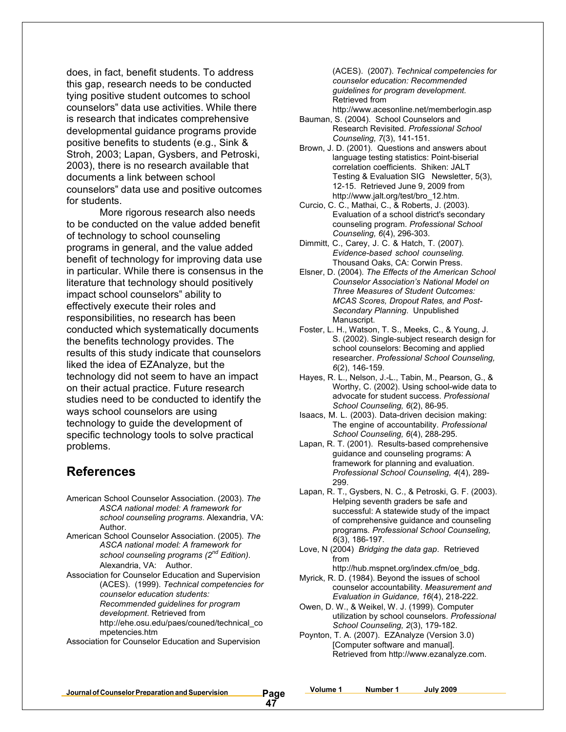does, in fact, benefit students. To address this gap, research needs to be conducted tying positive student outcomes to school counselors‟ data use activities. While there is research that indicates comprehensive developmental guidance programs provide positive benefits to students (e.g., Sink & Stroh, 2003; Lapan, Gysbers, and Petroski, 2003), there is no research available that documents a link between school counselors‟ data use and positive outcomes for students.

More rigorous research also needs to be conducted on the value added benefit of technology to school counseling programs in general, and the value added benefit of technology for improving data use in particular. While there is consensus in the literature that technology should positively impact school counselors‟ ability to effectively execute their roles and responsibilities, no research has been conducted which systematically documents the benefits technology provides. The results of this study indicate that counselors liked the idea of EZAnalyze, but the technology did not seem to have an impact on their actual practice. Future research studies need to be conducted to identify the ways school counselors are using technology to guide the development of specific technology tools to solve practical problems.

## References

American School Counselor Association. (2003). *The ASCA national model: A framework for school counseling programs*. Alexandria, VA: Author.

American School Counselor Association. (2005). *The ASCA national model: A framework for school counseling programs (2nd Edition)*. Alexandria, VA: Author.

Association for Counselor Education and Supervision (ACES). (1999). *Technical competencies for counselor education students: Recommended guidelines for program development*. Retrieved from http://ehe.osu.edu/paes/couned/technical_competencies.htm

Association for Counselor Education and Supervision (ACES). (2007). *Technical competencies for counselor education: Recommended guidelines for program development.* Retrieved from http://www.acesonline.net/memberlogin.asp

Bauman, S. (2004). School Counselors and Research Revisited. *Professional School Counseling, 7*(3), 141-151.

Brown, J. D. (2001). Questions and answers about language testing statistics: Point-biserial correlation coefficients. Shiken: JALT Testing & Evaluation SIG Newsletter, 5(3), 12-15. Retrieved June 9, 2009 from http://www.jalt.org/test/bro_12.htm.

Curcio, C. C., Mathai, C., & Roberts, J. (2003). Evaluation of a school district's secondary counseling program. *Professional School Counseling, 6*(4), 296-303.

Dimmitt, C., Carey, J. C. & Hatch, T. (2007). *Evidence-based school counseling.* Thousand Oaks, CA: Corwin Press.

Elsner, D. (2004). *The Effects of the American School Counselor Association's National Model on Three Measures of Student Outcomes: MCAS Scores, Dropout Rates, and Post-Secondary Planning*. Unpublished Manuscript.

Foster, L. H., Watson, T. S., Meeks, C., & Young, J. S. (2002). Single-subject research design for school counselors: Becoming and applied researcher. *Professional School Counseling, 6*(2), 146-159.

Hayes, R. L., Nelson, J.-L., Tabin, M., Pearson, G., & Worthy, C. (2002). Using school-wide data to advocate for student success. *Professional School Counseling, 6*(2), 86-95.

Isaacs, M. L. (2003). Data-driven decision making: The engine of accountability. *Professional School Counseling, 6*(4), 288-295.

Lapan, R. T. (2001). Results-based comprehensive guidance and counseling programs: A framework for planning and evaluation. *Professional School Counseling, 4*(4), 289-299.

Lapan, R. T., Gysbers, N. C., & Petroski, G. F. (2003). Helping seventh graders be safe and successful: A statewide study of the impact of comprehensive guidance and counseling programs. *Professional School Counseling, 6*(3), 186-197.

Love, N (2004) *Bridging the data gap*. Retrieved from http://hub.mspnet.org/index.cfm/oe_bdg.

Myrick, R. D. (1984). Beyond the issues of school counselor accountability. *Measurement and Evaluation in Guidance, 16*(4), 218-222.

Owen, D. W., & Weikel, W. J. (1999). Computer utilization by school counselors. *Professional School Counseling, 2*(3), 179-182.

Poynton, T. A. (2007). EZAnalyze (Version 3.0) [Computer software and manual]. Retrieved from http://www.ezanalyze.com.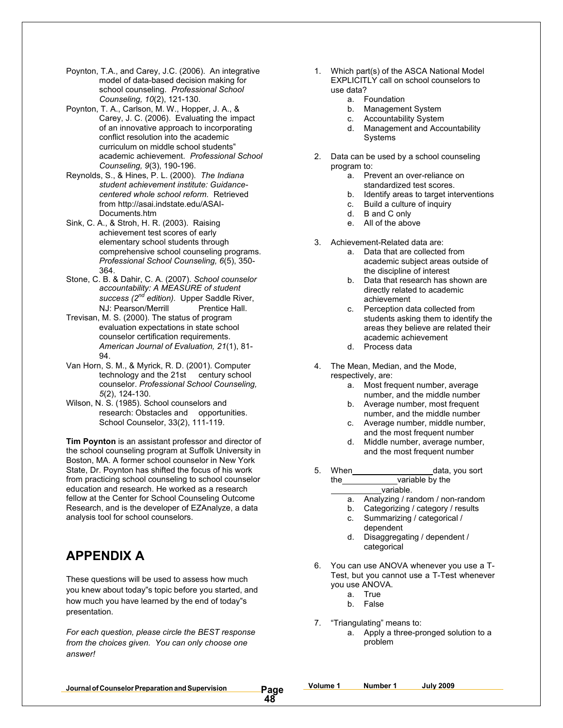Poynton, T.A., and Carey, J.C. (2006). An integrative model of data-based decision making for school counseling. *Professional School Counseling, 10*(2), 121-130.

Poynton, T. A., Carlson, M. W., Hopper, J. A., & Carey, J. C. (2006). Evaluating the impact of an innovative approach to incorporating conflict resolution into the academic curriculum on middle school students" academic achievement. *Professional School Counseling, 9*(3), 190-196.

Reynolds, S., & Hines, P. L. (2000). *The Indiana student achievement institute: Guidance-centered whole school reform.* Retrieved from http://asai.indstate.edu/ASAI-Documents.htm

Sink, C. A., & Stroh, H. R. (2003). Raising achievement test scores of early elementary school students through comprehensive school counseling programs. *Professional School Counseling, 6*(5), 350-364.

Stone, C. B. & Dahir, C. A. (2007). *School counselor accountability: A MEASURE of student success (2nd edition).* Upper Saddle River, NJ: Pearson/Merrill Prentice Hall.

Trevisan, M. S. (2000). The status of program evaluation expectations in state school counselor certification requirements. *American Journal of Evaluation, 21*(1), 81-94.

Van Horn, S. M., & Myrick, R. D. (2001). Computer technology and the 21st century school counselor. *Professional School Counseling, 5*(2), 124-130.

Wilson, N. S. (1985). School counselors and research: Obstacles and opportunities. School Counselor, 33(2), 111-119.

**Tim Poynton** is an assistant professor and director of the school counseling program at Suffolk University in Boston, MA. A former school counselor in New York State, Dr. Poynton has shifted the focus of his work from practicing school counseling to school counselor education and research. He worked as a research fellow at the Center for School Counseling Outcome Research, and is the developer of EZAnalyze, a data analysis tool for school counselors.

## APPENDIX A

These questions will be used to assess how much you knew about today"s topic before you started, and how much you have learned by the end of today"s presentation.

*For each question, please circle the BEST response from the choices given. You can only choose one answer!*

1. Which part(s) of the ASCA National Model EXPLICITLY call on school counselors to use data?
   a. Foundation
   b. Management System
   c. Accountability System
   d. Management and Accountability Systems

2. Data can be used by a school counseling program to:
   a. Prevent an over-reliance on standardized test scores.
   b. Identify areas to target interventions
   c. Build a culture of inquiry
   d. B and C only
   e. All of the above

3. Achievement-Related data are:
   a. Data that are collected from academic subject areas outside of the discipline of interest
   b. Data that research has shown are directly related to academic achievement
   c. Perception data collected from students asking them to identify the areas they believe are related their academic achievement
   d. Process data

4. The Mean, Median, and the Mode, respectively, are:
   a. Most frequent number, average number, and the middle number
   b. Average number, most frequent number, and the middle number
   c. Average number, middle number, and the most frequent number
   d. Middle number, average number, and the most frequent number

5. When \_\_\_\_\_\_\_\_\_\_\_\_\_\_\_\_ data, you sort the \_\_\_\_\_\_\_\_\_\_ variable by the \_\_\_\_\_\_\_\_\_\_ variable.
   a. Analyzing / random / non-random
   b. Categorizing / category / results
   c. Summarizing / categorical / dependent
   d. Disaggregating / dependent / categorical

6. You can use ANOVA whenever you use a T-Test, but you cannot use a T-Test whenever you use ANOVA.
   a. True
   b. False

7. "Triangulating" means to:
   a. Apply a three-pronged solution to a problem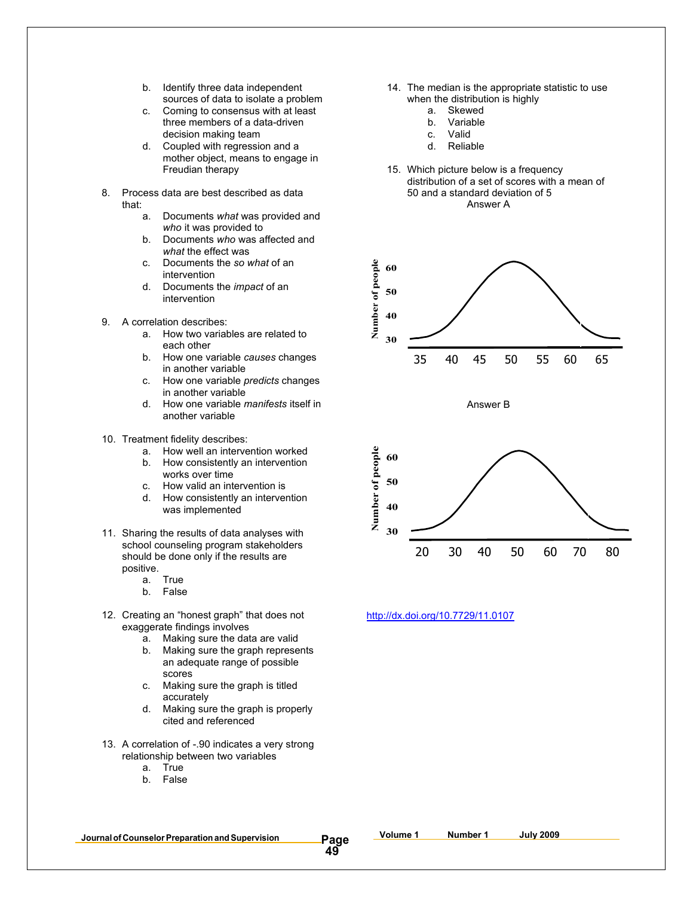b. Identify three data independent sources of data to isolate a problem
c. Coming to consensus with at least three members of a data-driven decision making team
d. Coupled with regression and a mother object, means to engage in Freudian therapy

8. Process data are best described as data that:
   a. Documents *what* was provided and *who* it was provided to
   b. Documents *who* was affected and *what* the effect was
   c. Documents the *so what* of an intervention
   d. Documents the *impact* of an intervention

9. A correlation describes:
   a. How two variables are related to each other
   b. How one variable *causes* changes in another variable
   c. How one variable *predicts* changes in another variable
   d. How one variable *manifests* itself in another variable

10. Treatment fidelity describes:
    a. How well an intervention worked
    b. How consistently an intervention works over time
    c. How valid an intervention is
    d. How consistently an intervention was implemented

11. Sharing the results of data analyses with school counseling program stakeholders should be done only if the results are positive.
    a. True
    b. False

12. Creating an "honest graph" that does not exaggerate findings involves
    a. Making sure the data are valid
    b. Making sure the graph represents an adequate range of possible scores
    c. Making sure the graph is titled accurately
    d. Making sure the graph is properly cited and referenced

13. A correlation of -.90 indicates a very strong relationship between two variables
    a. True
    b. False

14. The median is the appropriate statistic to use when the distribution is highly
    a. Skewed
    b. Variable
    c. Valid
    d. Reliable

15. Which picture below is a frequency distribution of a set of scores with a mean of 50 and a standard deviation of 5

Answer A

Number of people
60
50
40
30
35 40 45 50 55 60 65

Answer B

Number of people
60
50
40
30
20 30 40 50 60 70 80

http://dx.doi.org/10.7729/11.0107